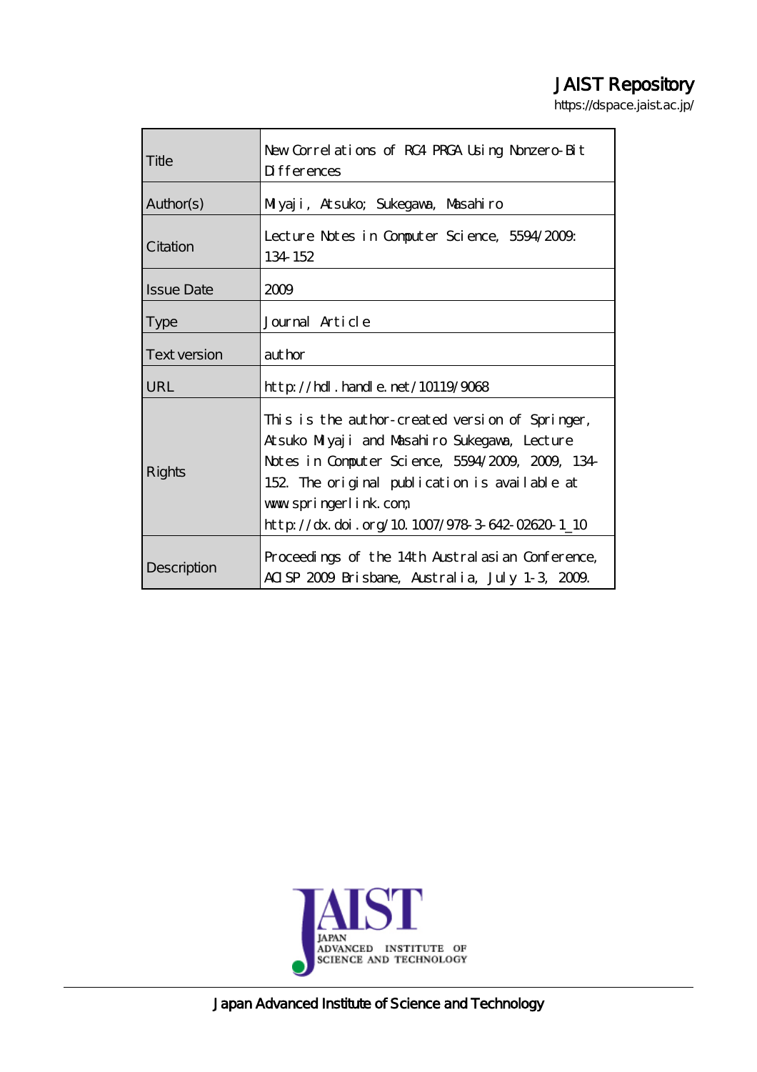JAIST Repository

https://dspace.jaist.ac.jp/

| | |
|---|---|
| Title | New Correlations of RC4 PRGA Using Nonzero-Bit Differences |
| Author(s) | Miyaji, Atsuko; Sukegawa, Masahiro |
| Citation | Lecture Notes in Computer Science, 5594/2009: 134-152 |
| Issue Date | 2009 |
| Type | Journal Article |
| Text version | author |
| URL | http://hdl.handle.net/10119/9068 |
| Rights | This is the author-created version of Springer, Atsuko Miyaji and Masahiro Sukegawa, Lecture Notes in Computer Science, 5594/2009, 2009, 134-152. The original publication is available at www.springerlink.com, http://dx.doi.org/10.1007/978-3-642-02620-1_10 |
| Description | Proceedings of the 14th Australasian Conference, ACISP 2009 Brisbane, Australia, July 1-3, 2009. |

JAPAN ADVANCED INSTITUTE OF SCIENCE AND TECHNOLOGY

Japan Advanced Institute of Science and Technology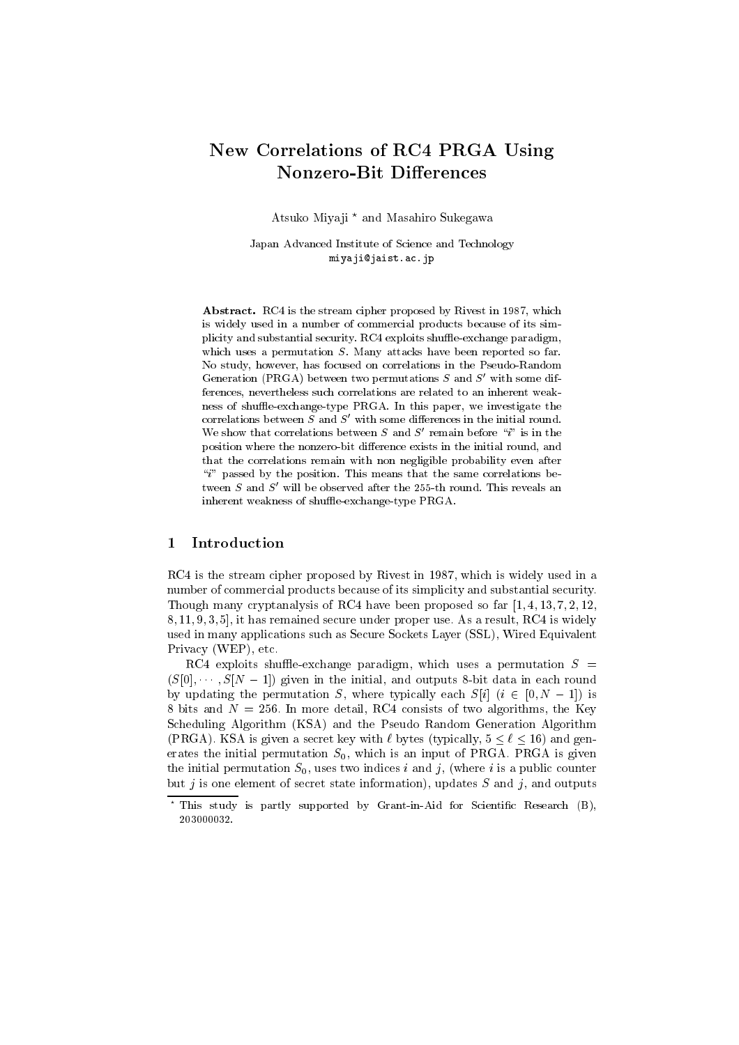# New Correlations of RC4 PRGA Using Nonzero-Bit Differences

Atsuko Miyaji * and Masahiro Sukegawa

Japan Advanced Institute of Science and Technology
miyaji@jaist.ac.jp

**Abstract.** RC4 is the stream cipher proposed by Rivest in 1987, which is widely used in a number of commercial products because of its simplicity and substantial security. RC4 exploits shuffle-exchange paradigm, which uses a permutation $S$. Many attacks have been reported so far. No study, however, has focused on correlations in the Pseudo-Random Generation (PRGA) between two permutations $S$ and $S'$ with some differences, nevertheless such correlations are related to an inherent weakness of shuffle-exchange-type PRGA. In this paper, we investigate the correlations between $S$ and $S'$ with some differences in the initial round. We show that correlations between $S$ and $S'$ remain before "$i$" is in the position where the nonzero-bit difference exists in the initial round, and that the correlations remain with non negligible probability even after "$i$" passed by the position. This means that the same correlations between $S$ and $S'$ will be observed after the 255-th round. This reveals an inherent weakness of shuffle-exchange-type PRGA.

## 1 Introduction

RC4 is the stream cipher proposed by Rivest in 1987, which is widely used in a number of commercial products because of its simplicity and substantial security. Though many cryptanalysis of RC4 have been proposed so far [1, 4, 13, 7, 2, 12, 8, 11, 9, 3, 5], it has remained secure under proper use. As a result, RC4 is widely used in many applications such as Secure Sockets Layer (SSL), Wired Equivalent Privacy (WEP), etc.

RC4 exploits shuffle-exchange paradigm, which uses a permutation $S = (S[0], \cdots, S[N-1])$ given in the initial, and outputs 8-bit data in each round by updating the permutation $S$, where typically each $S[i]$ $(i \in [0, N-1])$ is 8 bits and $N = 256$. In more detail, RC4 consists of two algorithms, the Key Scheduling Algorithm (KSA) and the Pseudo Random Generation Algorithm (PRGA). KSA is given a secret key with $\ell$ bytes (typically, $5 \leq \ell \leq 16$) and generates the initial permutation $S_0$, which is an input of PRGA. PRGA is given the initial permutation $S_0$, uses two indices $i$ and $j$, (where $i$ is a public counter but $j$ is one element of secret state information), updates $S$ and $j$, and outputs

\* This study is partly supported by Grant-in-Aid for Scientific Research (B), 203000032.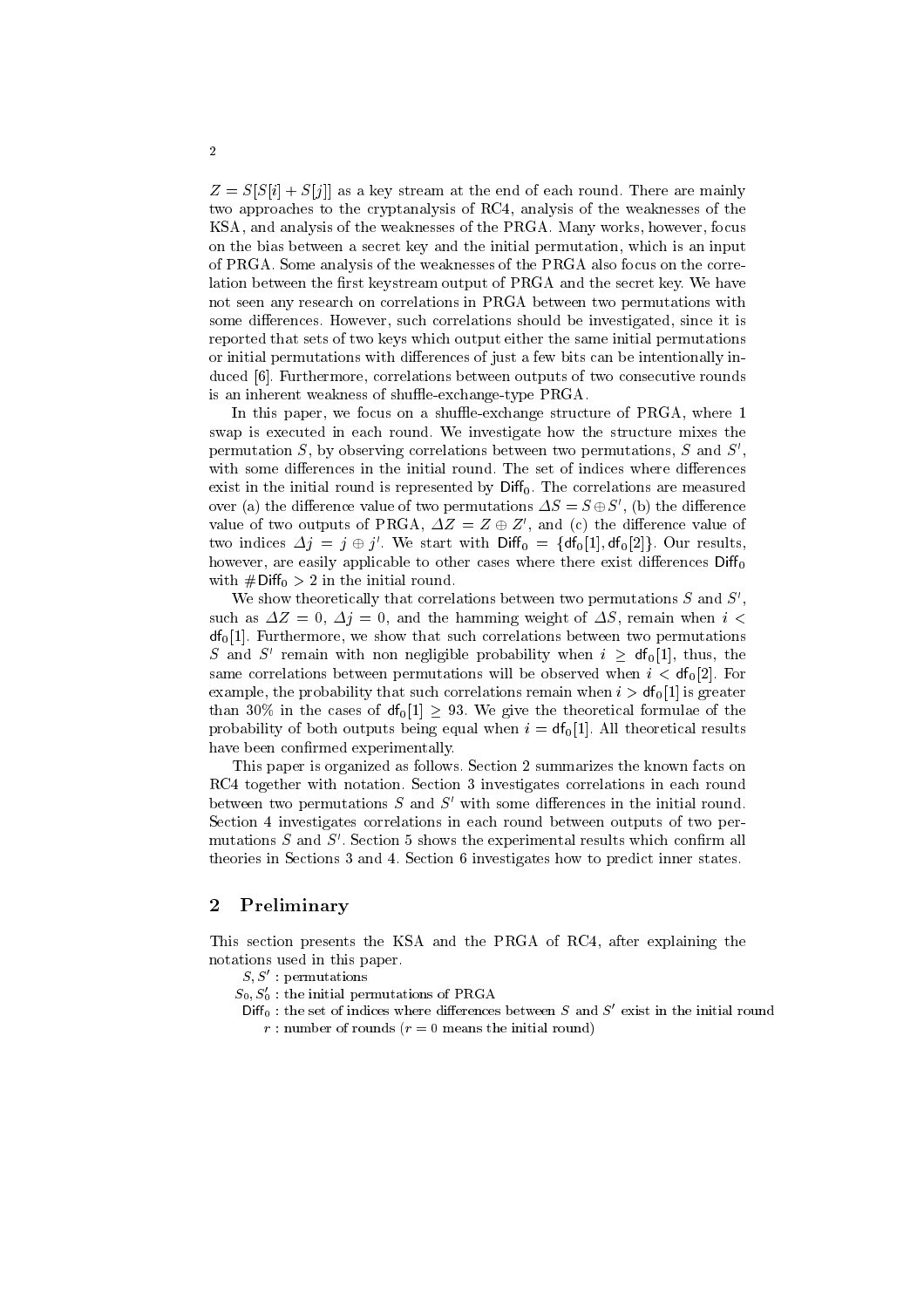$Z = S[S[i] + S[j]]$ as a key stream at the end of each round. There are mainly two approaches to the cryptanalysis of RC4, analysis of the weaknesses of the KSA, and analysis of the weaknesses of the PRGA. Many works, however, focus on the bias between a secret key and the initial permutation, which is an input of PRGA. Some analysis of the weaknesses of the PRGA also focus on the correlation between the first keystream output of PRGA and the secret key. We have not seen any research on correlations in PRGA between two permutations with some differences. However, such correlations should be investigated, since it is reported that sets of two keys which output either the same initial permutations or initial permutations with differences of just a few bits can be intentionally induced [6]. Furthermore, correlations between outputs of two consecutive rounds is an inherent weakness of shuffle-exchange-type PRGA.

In this paper, we focus on a shuffle-exchange structure of PRGA, where 1 swap is executed in each round. We investigate how the structure mixes the permutation $S$, by observing correlations between two permutations, $S$ and $S'$, with some differences in the initial round. The set of indices where differences exist in the initial round is represented by $\mathsf{Diff}_0$. The correlations are measured over (a) the difference value of two permutations $\Delta S = S \oplus S'$, (b) the difference value of two outputs of PRGA, $\Delta Z = Z \oplus Z'$, and (c) the difference value of two indices $\Delta j = j \oplus j'$. We start with $\mathsf{Diff}_0 = \{\mathsf{df}_0[1], \mathsf{df}_0[2]\}$. Our results, however, are easily applicable to other cases where there exist differences $\mathsf{Diff}_0$ with $\#\mathsf{Diff}_0 > 2$ in the initial round.

We show theoretically that correlations between two permutations $S$ and $S'$, such as $\Delta Z = 0$, $\Delta j = 0$, and the hamming weight of $\Delta S$, remain when $i < \mathsf{df}_0[1]$. Furthermore, we show that such correlations between two permutations $S$ and $S'$ remain with non negligible probability when $i \geq \mathsf{df}_0[1]$, thus, the same correlations between permutations will be observed when $i < \mathsf{df}_0[2]$. For example, the probability that such correlations remain when $i > \mathsf{df}_0[1]$ is greater than 30% in the cases of $\mathsf{df}_0[1] \geq 93$. We give the theoretical formulae of the probability of both outputs being equal when $i = \mathsf{df}_0[1]$. All theoretical results have been confirmed experimentally.

This paper is organized as follows. Section 2 summarizes the known facts on RC4 together with notation. Section 3 investigates correlations in each round between two permutations $S$ and $S'$ with some differences in the initial round. Section 4 investigates correlations in each round between outputs of two permutations $S$ and $S'$. Section 5 shows the experimental results which confirm all theories in Sections 3 and 4. Section 6 investigates how to predict inner states.

## 2 Preliminary

This section presents the KSA and the PRGA of RC4, after explaining the notations used in this paper.

$S, S'$ : permutations
$S_0, S'_0$ : the initial permutations of PRGA
$\mathsf{Diff}_0$ : the set of indices where differences between $S$ and $S'$ exist in the initial round
$r$ : number of rounds ($r = 0$ means the initial round)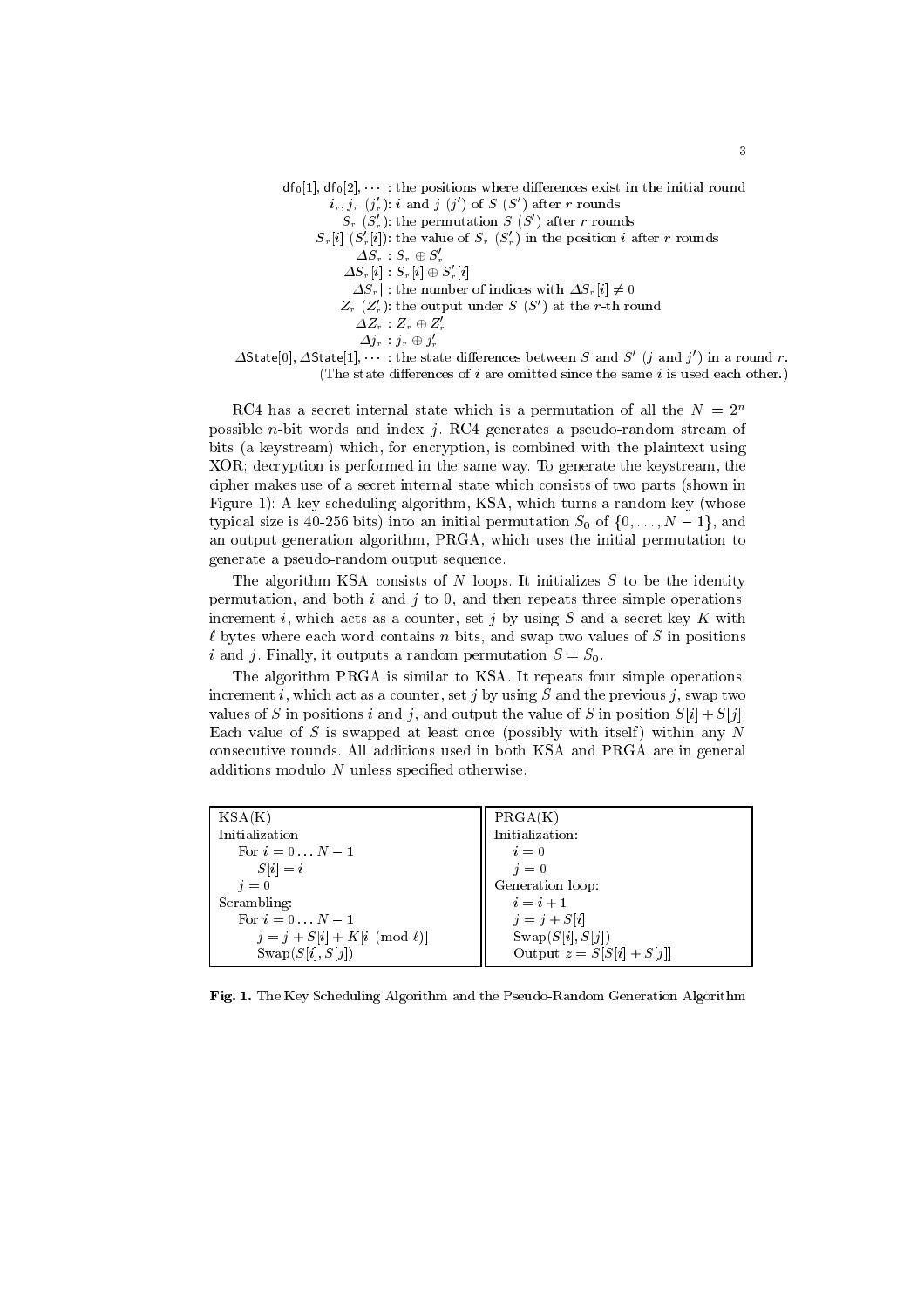$\mathsf{df}_0[1], \mathsf{df}_0[2], \cdots$ : the positions where differences exist in the initial round
$i_r, j_r$ $(j'_r)$: $i$ and $j$ $(j')$ of $S$ $(S')$ after $r$ rounds
$S_r$ $(S'_r)$: the permutation $S$ $(S')$ after $r$ rounds
$S_r[i]$ $(S'_r[i])$: the value of $S_r$ $(S'_r)$ in the position $i$ after $r$ rounds
$\Delta S_r$ : $S_r \oplus S'_r$
$\Delta S_r[i]$ : $S_r[i] \oplus S'_r[i]$
$|\Delta S_r|$ : the number of indices with $\Delta S_r[i] \neq 0$
$Z_r$ $(Z'_r)$: the output under $S$ $(S')$ at the $r$-th round
$\Delta Z_r$ : $Z_r \oplus Z'_r$
$\Delta j_r$ : $j_r \oplus j'_r$
$\Delta\mathsf{State}[0], \Delta\mathsf{State}[1], \cdots$ : the state differences between $S$ and $S'$ ($j$ and $j'$) in a round $r$.
(The state differences of $i$ are omitted since the same $i$ is used each other.)

RC4 has a secret internal state which is a permutation of all the $N = 2^n$ possible $n$-bit words and index $j$. RC4 generates a pseudo-random stream of bits (a keystream) which, for encryption, is combined with the plaintext using XOR; decryption is performed in the same way. To generate the keystream, the cipher makes use of a secret internal state which consists of two parts (shown in Figure 1): A key scheduling algorithm, KSA, which turns a random key (whose typical size is 40-256 bits) into an initial permutation $S_0$ of $\{0, \ldots, N-1\}$, and an output generation algorithm, PRGA, which uses the initial permutation to generate a pseudo-random output sequence.

The algorithm KSA consists of $N$ loops. It initializes $S$ to be the identity permutation, and both $i$ and $j$ to 0, and then repeats three simple operations: increment $i$, which acts as a counter, set $j$ by using $S$ and a secret key $K$ with $\ell$ bytes where each word contains $n$ bits, and swap two values of $S$ in positions $i$ and $j$. Finally, it outputs a random permutation $S = S_0$.

The algorithm PRGA is similar to KSA. It repeats four simple operations: increment $i$, which act as a counter, set $j$ by using $S$ and the previous $j$, swap two values of $S$ in positions $i$ and $j$, and output the value of $S$ in position $S[i] + S[j]$. Each value of $S$ is swapped at least once (possibly with itself) within any $N$ consecutive rounds. All additions used in both KSA and PRGA are in general additions modulo $N$ unless specified otherwise.

```
KSA(K)                              PRGA(K)
Initialization                      Initialization:
  For i = 0 ... N-1                   i = 0
    S[i] = i                          j = 0
  j = 0                             Generation loop:
Scrambling:                           i = i + 1
  For i = 0 ... N-1                   j = j + S[i]
    j = j + S[i] + K[i (mod ℓ)]       Swap(S[i], S[j])
    Swap(S[i], S[j])                  Output z = S[S[i] + S[j]]
```

**Fig. 1.** The Key Scheduling Algorithm and the Pseudo-Random Generation Algorithm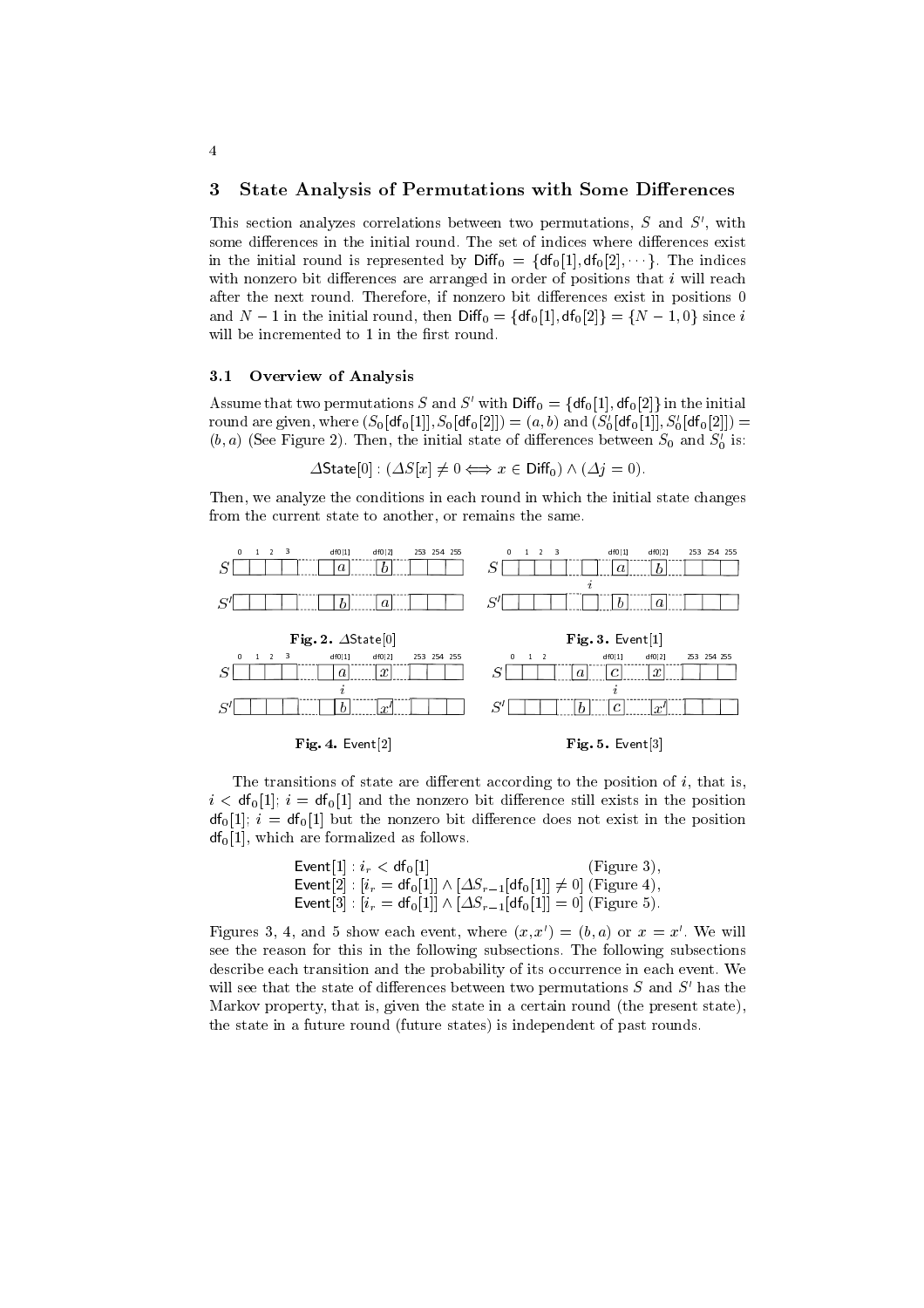## 3 State Analysis of Permutations with Some Differences

This section analyzes correlations between two permutations, $S$ and $S'$, with some differences in the initial round. The set of indices where differences exist in the initial round is represented by $\mathsf{Diff}_0 = \{\mathsf{df}_0[1], \mathsf{df}_0[2], \cdots\}$. The indices with nonzero bit differences are arranged in order of positions that $i$ will reach after the next round. Therefore, if nonzero bit differences exist in positions 0 and $N-1$ in the initial round, then $\mathsf{Diff}_0 = \{\mathsf{df}_0[1], \mathsf{df}_0[2]\} = \{N-1, 0\}$ since $i$ will be incremented to 1 in the first round.

### 3.1 Overview of Analysis

Assume that two permutations $S$ and $S'$ with $\mathsf{Diff}_0 = \{\mathsf{df}_0[1], \mathsf{df}_0[2]\}$ in the initial round are given, where $(S_0[\mathsf{df}_0[1]], S_0[\mathsf{df}_0[2]]) = (a, b)$ and $(S'_0[\mathsf{df}_0[1]], S'_0[\mathsf{df}_0[2]]) = (b, a)$ (See Figure 2). Then, the initial state of differences between $S_0$ and $S'_0$ is:

$$\Delta\mathsf{State}[0] : (\Delta S[x] \neq 0 \iff x \in \mathsf{Diff}_0) \wedge (\Delta j = 0).$$

Then, we analyze the conditions in each round in which the initial state changes from the current state to another, or remains the same.

**Fig. 2.** $\Delta\mathsf{State}[0]$

**Fig. 3.** $\mathsf{Event}[1]$

**Fig. 4.** $\mathsf{Event}[2]$

**Fig. 5.** $\mathsf{Event}[3]$

The transitions of state are different according to the position of $i$, that is, $i < \mathsf{df}_0[1]$; $i = \mathsf{df}_0[1]$ and the nonzero bit difference still exists in the position $\mathsf{df}_0[1]$; $i = \mathsf{df}_0[1]$ but the nonzero bit difference does not exist in the position $\mathsf{df}_0[1]$, which are formalized as follows.

$$\begin{aligned}
&\mathsf{Event}[1] : i_r < \mathsf{df}_0[1] && \text{(Figure 3)},\\
&\mathsf{Event}[2] : [i_r = \mathsf{df}_0[1]] \wedge [\Delta S_{r-1}[\mathsf{df}_0[1]] \neq 0] && \text{(Figure 4)},\\
&\mathsf{Event}[3] : [i_r = \mathsf{df}_0[1]] \wedge [\Delta S_{r-1}[\mathsf{df}_0[1]] = 0] && \text{(Figure 5)}.
\end{aligned}$$

Figures 3, 4, and 5 show each event, where $(x, x') = (b, a)$ or $x = x'$. We will see the reason for this in the following subsections. The following subsections describe each transition and the probability of its occurrence in each event. We will see that the state of differences between two permutations $S$ and $S'$ has the Markov property, that is, given the state in a certain round (the present state), the state in a future round (future states) is independent of past rounds.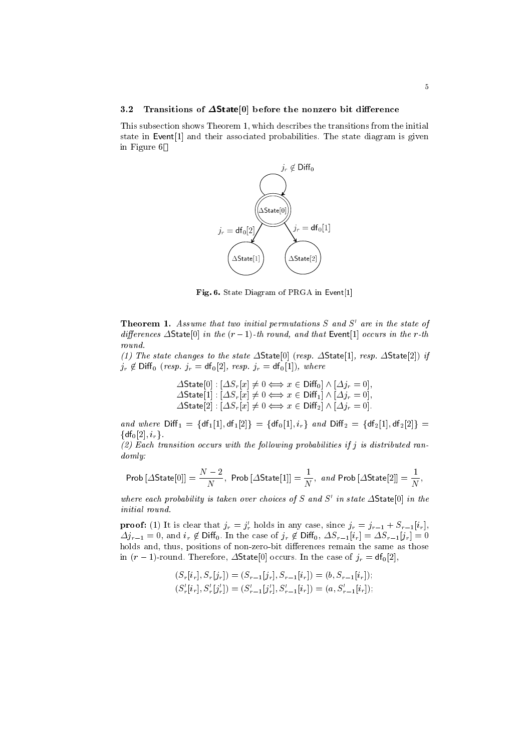### 3.2 Transitions of $\Delta$State[0] before the nonzero bit difference

This subsection shows Theorem 1, which describes the transitions from the initial state in Event[1] and their associated probabilities. The state diagram is given in Figure 6.

**Fig. 6.** State Diagram of PRGA in Event[1]

**Theorem 1.** *Assume that two initial permutations $S$ and $S'$ are in the state of differences $\Delta$State[0] in the $(r-1)$-th round, and that* Event[1] *occurs in the $r$-th round.*

*(1) The state changes to the state $\Delta$State[0] (resp. $\Delta$State[1], resp. $\Delta$State[2]) if $j_r \notin \mathsf{Diff}_0$ (resp. $j_r = \mathsf{df}_0[2]$, resp. $j_r = \mathsf{df}_0[1]$), where*

$$\Delta\mathsf{State}[0] : [\Delta S_r[x] \neq 0 \Longleftrightarrow x \in \mathsf{Diff}_0] \wedge [\Delta j_r = 0],$$
$$\Delta\mathsf{State}[1] : [\Delta S_r[x] \neq 0 \Longleftrightarrow x \in \mathsf{Diff}_1] \wedge [\Delta j_r = 0],$$
$$\Delta\mathsf{State}[2] : [\Delta S_r[x] \neq 0 \Longleftrightarrow x \in \mathsf{Diff}_2] \wedge [\Delta j_r = 0].$$

*and where $\mathsf{Diff}_1 = \{\mathsf{df}_1[1], \mathsf{df}_1[2]\} = \{\mathsf{df}_0[1], i_r\}$ and $\mathsf{Diff}_2 = \{\mathsf{df}_2[1], \mathsf{df}_2[2]\} = \{\mathsf{df}_0[2], i_r\}$.*

*(2) Each transition occurs with the following probabilities if $j$ is distributed randomly:*

$$\mathsf{Prob}\,[\Delta\mathsf{State}[0]] = \frac{N-2}{N},\ \ \mathsf{Prob}\,[\Delta\mathsf{State}[1]] = \frac{1}{N},\ \ \textit{and}\ \mathsf{Prob}\,[\Delta\mathsf{State}[2]] = \frac{1}{N},$$

*where each probability is taken over choices of $S$ and $S'$ in state $\Delta$State[0] in the initial round.*

**proof:** (1) It is clear that $j_r = j'_r$ holds in any case, since $j_r = j_{r-1} + S_{r-1}[i_r]$, $\Delta j_{r-1} = 0$, and $i_r \notin \mathsf{Diff}_0$. In the case of $j_r \notin \mathsf{Diff}_0$, $\Delta S_{r-1}[i_r] = \Delta S_{r-1}[j_r] = 0$ holds and, thus, positions of non-zero-bit differences remain the same as those in $(r-1)$-round. Therefore, $\Delta$State[0] occurs. In the case of $j_r = \mathsf{df}_0[2]$,

$$(S_r[i_r], S_r[j_r]) = (S_{r-1}[j_r], S_{r-1}[i_r]) = (b, S_{r-1}[i_r]);$$
$$(S'_r[i_r], S'_r[j'_r]) = (S'_{r-1}[j'_r], S'_{r-1}[i_r]) = (a, S'_{r-1}[i_r]);$$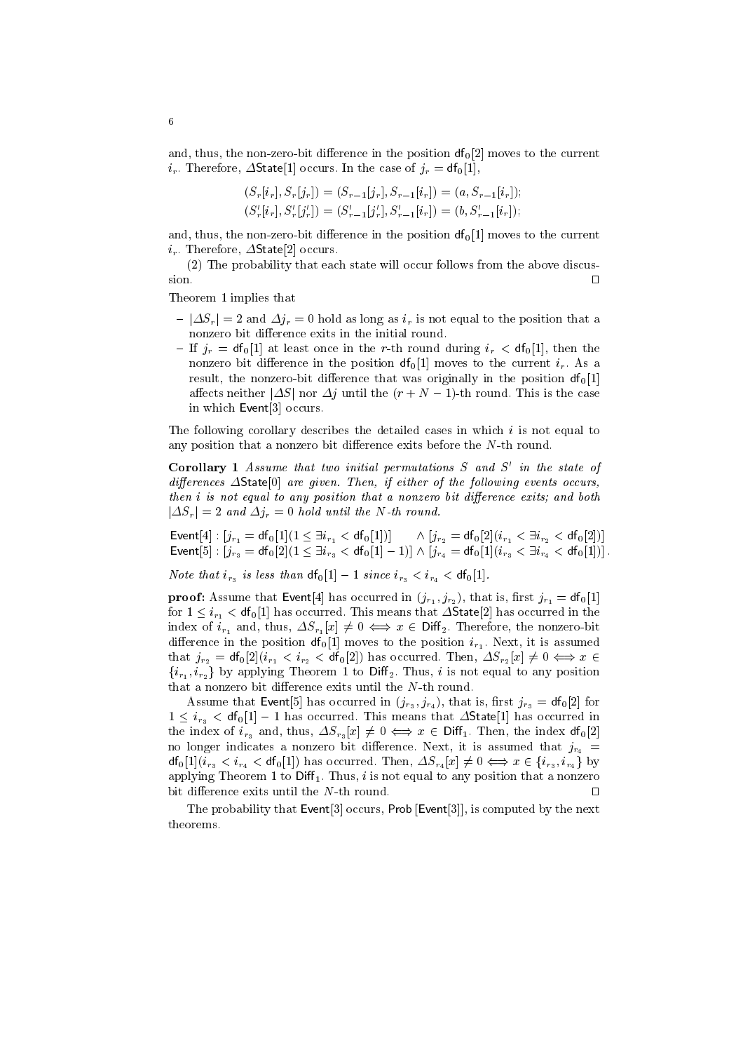and, thus, the non-zero-bit difference in the position $\mathsf{df}_0[2]$ moves to the current $i_r$. Therefore, $\Delta\mathsf{State}[1]$ occurs. In the case of $j_r = \mathsf{df}_0[1]$,

$$(S_r[i_r], S_r[j_r]) = (S_{r-1}[j_r], S_{r-1}[i_r]) = (a, S_{r-1}[i_r]);$$
$$(S'_r[i_r], S'_r[j'_r]) = (S'_{r-1}[j'_r], S'_{r-1}[i_r]) = (b, S'_{r-1}[i_r]);$$

and, thus, the non-zero-bit difference in the position $\mathsf{df}_0[1]$ moves to the current $i_r$. Therefore, $\Delta\mathsf{State}[2]$ occurs.

(2) The probability that each state will occur follows from the above discussion. □

Theorem 1 implies that

- $|\Delta S_r| = 2$ and $\Delta j_r = 0$ hold as long as $i_r$ is not equal to the position that a nonzero bit difference exits in the initial round.
- If $j_r = \mathsf{df}_0[1]$ at least once in the $r$-th round during $i_r < \mathsf{df}_0[1]$, then the nonzero bit difference in the position $\mathsf{df}_0[1]$ moves to the current $i_r$. As a result, the nonzero-bit difference that was originally in the position $\mathsf{df}_0[1]$ affects neither $|\Delta S|$ nor $\Delta j$ until the $(r + N - 1)$-th round. This is the case in which $\mathsf{Event}[3]$ occurs.

The following corollary describes the detailed cases in which $i$ is not equal to any position that a nonzero bit difference exits before the $N$-th round.

**Corollary 1** *Assume that two initial permutations $S$ and $S'$ in the state of differences $\Delta\mathsf{State}[0]$ are given. Then, if either of the following events occurs, then $i$ is not equal to any position that a nonzero bit difference exits; and both $|\Delta S_r| = 2$ and $\Delta j_r = 0$ hold until the $N$-th round.*

$$\mathsf{Event}[4] : [j_{r_1} = \mathsf{df}_0[1](1 \le \exists i_{r_1} < \mathsf{df}_0[1])] \quad \wedge [j_{r_2} = \mathsf{df}_0[2](i_{r_1} < \exists i_{r_2} < \mathsf{df}_0[2])]$$
$$\mathsf{Event}[5] : [j_{r_3} = \mathsf{df}_0[2](1 \le \exists i_{r_3} < \mathsf{df}_0[1] - 1)] \wedge [j_{r_4} = \mathsf{df}_0[1](i_{r_3} < \exists i_{r_4} < \mathsf{df}_0[1])].$$

*Note that $i_{r_3}$ is less than $\mathsf{df}_0[1] - 1$ since $i_{r_3} < i_{r_4} < \mathsf{df}_0[1]$.*

**proof:** Assume that $\mathsf{Event}[4]$ has occurred in $(j_{r_1}, j_{r_2})$, that is, first $j_{r_1} = \mathsf{df}_0[1]$ for $1 \le i_{r_1} < \mathsf{df}_0[1]$ has occurred. This means that $\Delta\mathsf{State}[2]$ has occurred in the index of $i_{r_1}$ and, thus, $\Delta S_{r_1}[x] \neq 0 \iff x \in \mathsf{Diff}_2$. Therefore, the nonzero-bit difference in the position $\mathsf{df}_0[1]$ moves to the position $i_{r_1}$. Next, it is assumed that $j_{r_2} = \mathsf{df}_0[2](i_{r_1} < i_{r_2} < \mathsf{df}_0[2])$ has occurred. Then, $\Delta S_{r_2}[x] \neq 0 \iff x \in \{i_{r_1}, i_{r_2}\}$ by applying Theorem 1 to $\mathsf{Diff}_2$. Thus, $i$ is not equal to any position that a nonzero bit difference exits until the $N$-th round.

Assume that $\mathsf{Event}[5]$ has occurred in $(j_{r_3}, j_{r_4})$, that is, first $j_{r_3} = \mathsf{df}_0[2]$ for $1 \le i_{r_3} < \mathsf{df}_0[1] - 1$ has occurred. This means that $\Delta\mathsf{State}[1]$ has occurred in the index of $i_{r_3}$ and, thus, $\Delta S_{r_3}[x] \neq 0 \iff x \in \mathsf{Diff}_1$. Then, the index $\mathsf{df}_0[2]$ no longer indicates a nonzero bit difference. Next, it is assumed that $j_{r_4} = \mathsf{df}_0[1](i_{r_3} < i_{r_4} < \mathsf{df}_0[1])$ has occurred. Then, $\Delta S_{r_4}[x] \neq 0 \iff x \in \{i_{r_3}, i_{r_4}\}$ by applying Theorem 1 to $\mathsf{Diff}_1$. Thus, $i$ is not equal to any position that a nonzero bit difference exits until the $N$-th round. □

The probability that $\mathsf{Event}[3]$ occurs, $\mathsf{Prob}\,[\mathsf{Event}[3]]$, is computed by the next theorems.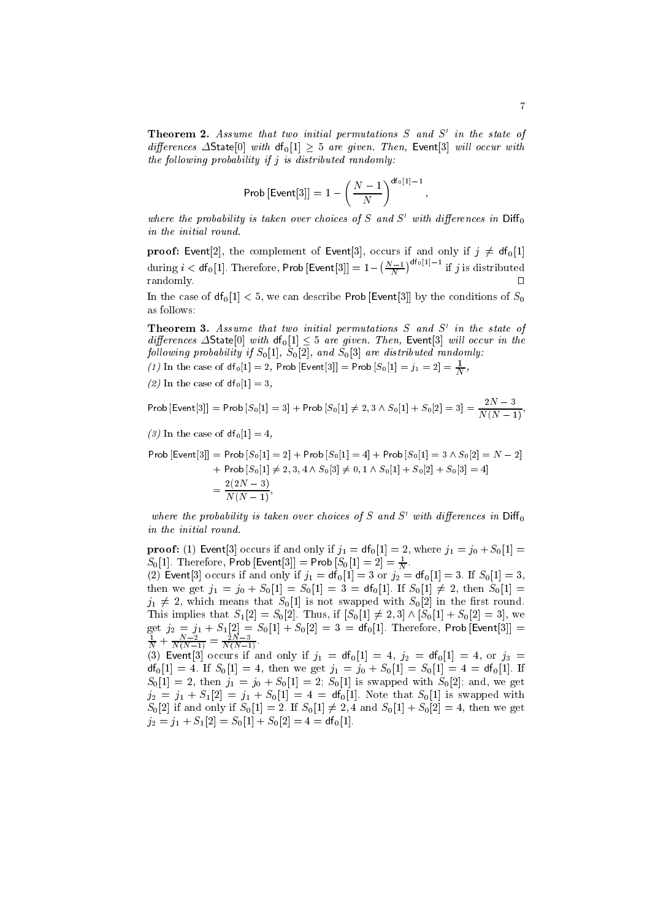**Theorem 2.** *Assume that two initial permutations $S$ and $S'$ in the state of differences $\Delta\mathsf{State}[0]$ with $\mathsf{df}_0[1] \geq 5$ are given. Then, $\mathsf{Event}[3]$ will occur with the following probability if $j$ is distributed randomly:*

$$\mathsf{Prob}\left[\mathsf{Event}[3]\right] = 1 - \left(\frac{N-1}{N}\right)^{\mathsf{df}_0[1]-1},$$

*where the probability is taken over choices of $S$ and $S'$ with differences in $\mathsf{Diff}_0$ in the initial round.*

**proof:** $\mathsf{Event}[2]$, the complement of $\mathsf{Event}[3]$, occurs if and only if $j \neq \mathsf{df}_0[1]$ during $i < \mathsf{df}_0[1]$. Therefore, $\mathsf{Prob}\left[\mathsf{Event}[3]\right] = 1 - \left(\frac{N-1}{N}\right)^{\mathsf{df}_0[1]-1}$ if $j$ is distributed randomly. □

In the case of $\mathsf{df}_0[1] < 5$, we can describe $\mathsf{Prob}\left[\mathsf{Event}[3]\right]$ by the conditions of $S_0$ as follows:

**Theorem 3.** *Assume that two initial permutations $S$ and $S'$ in the state of differences $\Delta\mathsf{State}[0]$ with $\mathsf{df}_0[1] \leq 5$ are given. Then, $\mathsf{Event}[3]$ will occur in the following probability if $S_0[1]$, $S_0[2]$, and $S_0[3]$ are distributed randomly:*

*(1)* In the case of $\mathsf{df}_0[1] = 2$, $\mathsf{Prob}\left[\mathsf{Event}[3]\right] = \mathsf{Prob}\left[S_0[1] = j_1 = 2\right] = \frac{1}{N}$,

*(2)* In the case of $\mathsf{df}_0[1] = 3$,

$$\mathsf{Prob}\left[\mathsf{Event}[3]\right] = \mathsf{Prob}\left[S_0[1] = 3\right] + \mathsf{Prob}\left[S_0[1] \neq 2, 3 \wedge S_0[1] + S_0[2] = 3\right] = \frac{2N-3}{N(N-1)},$$

*(3)* In the case of $\mathsf{df}_0[1] = 4$,

$$\begin{aligned}
\mathsf{Prob}\left[\mathsf{Event}[3]\right] &= \mathsf{Prob}\left[S_0[1] = 2\right] + \mathsf{Prob}\left[S_0[1] = 4\right] + \mathsf{Prob}\left[S_0[1] = 3 \wedge S_0[2] = N-2\right] \\
&\quad + \mathsf{Prob}\left[S_0[1] \neq 2, 3, 4 \wedge S_0[3] \neq 0, 1 \wedge S_0[1] + S_0[2] + S_0[3] = 4\right] \\
&= \frac{2(2N-3)}{N(N-1)},
\end{aligned}$$

*where the probability is taken over choices of $S$ and $S'$ with differences in $\mathsf{Diff}_0$ in the initial round.*

**proof:** (1) $\mathsf{Event}[3]$ occurs if and only if $j_1 = \mathsf{df}_0[1] = 2$, where $j_1 = j_0 + S_0[1] = S_0[1]$. Therefore, $\mathsf{Prob}\left[\mathsf{Event}[3]\right] = \mathsf{Prob}\left[S_0[1] = 2\right] = \frac{1}{N}$.

(2) $\mathsf{Event}[3]$ occurs if and only if $j_1 = \mathsf{df}_0[1] = 3$ or $j_2 = \mathsf{df}_0[1] = 3$. If $S_0[1] = 3$, then we get $j_1 = j_0 + S_0[1] = S_0[1] = 3 = \mathsf{df}_0[1]$. If $S_0[1] \neq 2$, then $S_0[1] = j_1 \neq 2$, which means that $S_0[1]$ is not swapped with $S_0[2]$ in the first round. This implies that $S_1[2] = S_0[2]$. Thus, if $[S_0[1] \neq 2, 3] \wedge [S_0[1] + S_0[2] = 3]$, we get $j_2 = j_1 + S_1[2] = S_0[1] + S_0[2] = 3 = \mathsf{df}_0[1]$. Therefore, $\mathsf{Prob}\left[\mathsf{Event}[3]\right] = \frac{1}{N} + \frac{N-2}{N(N-1)} = \frac{2N-3}{N(N-1)}$.

(3) $\mathsf{Event}[3]$ occurs if and only if $j_1 = \mathsf{df}_0[1] = 4$, $j_2 = \mathsf{df}_0[1] = 4$, or $j_3 = \mathsf{df}_0[1] = 4$. If $S_0[1] = 4$, then we get $j_1 = j_0 + S_0[1] = S_0[1] = 4 = \mathsf{df}_0[1]$. If $S_0[1] = 2$, then $j_1 = j_0 + S_0[1] = 2$; $S_0[1]$ is swapped with $S_0[2]$; and, we get $j_2 = j_1 + S_1[2] = j_1 + S_0[1] = 4 = \mathsf{df}_0[1]$. Note that $S_0[1]$ is swapped with $S_0[2]$ if and only if $S_0[1] = 2$. If $S_0[1] \neq 2, 4$ and $S_0[1] + S_0[2] = 4$, then we get $j_2 = j_1 + S_1[2] = S_0[1] + S_0[2] = 4 = \mathsf{df}_0[1]$.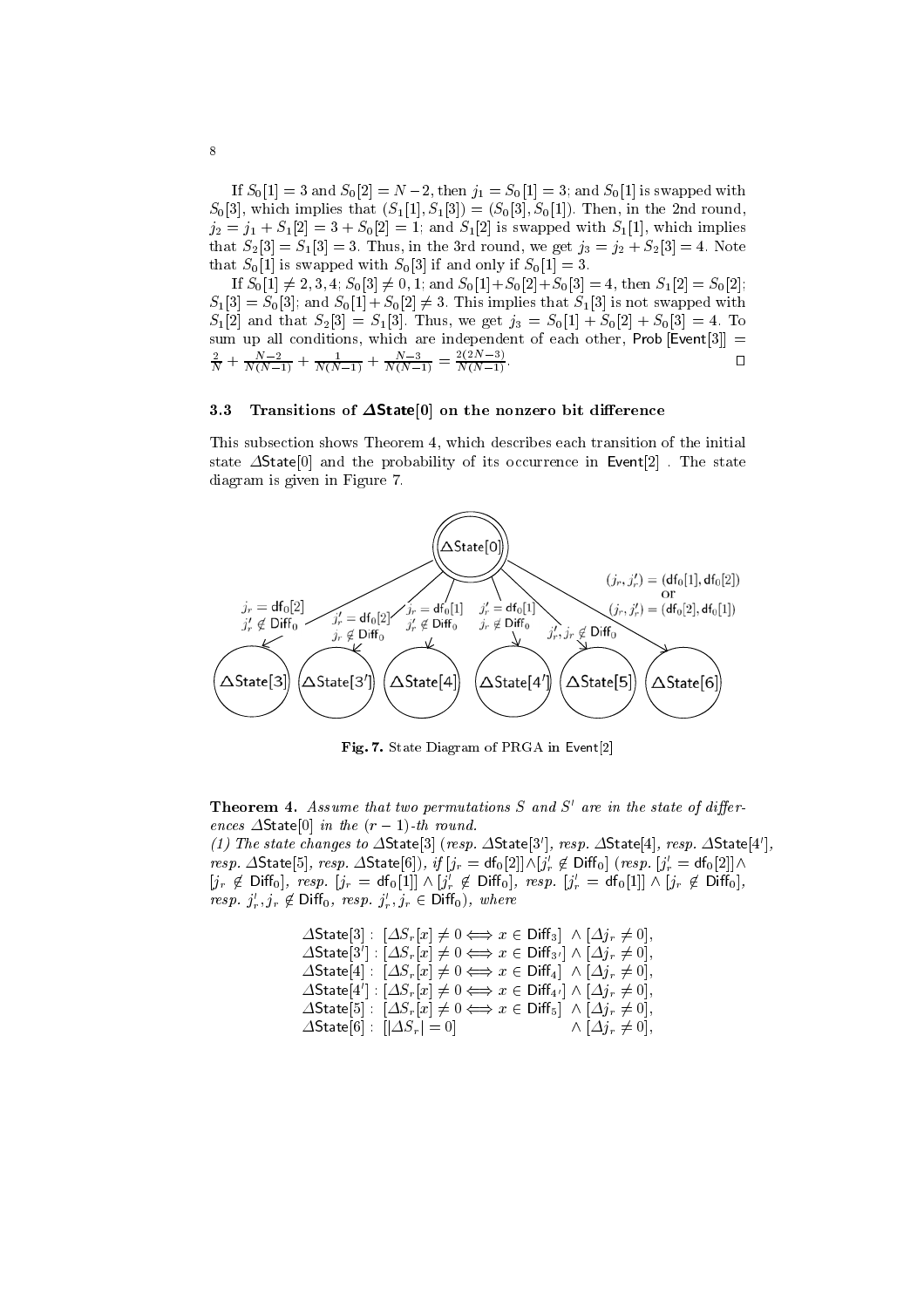If $S_0[1] = 3$ and $S_0[2] = N-2$, then $j_1 = S_0[1] = 3$; and $S_0[1]$ is swapped with $S_0[3]$, which implies that $(S_1[1], S_1[3]) = (S_0[3], S_0[1])$. Then, in the 2nd round, $j_2 = j_1 + S_1[2] = 3 + S_0[2] = 1$; and $S_1[2]$ is swapped with $S_1[1]$, which implies that $S_2[3] = S_1[3] = 3$. Thus, in the 3rd round, we get $j_3 = j_2 + S_2[3] = 4$. Note that $S_0[1]$ is swapped with $S_0[3]$ if and only if $S_0[1] = 3$.

If $S_0[1] \neq 2, 3, 4$; $S_0[3] \neq 0, 1$; and $S_0[1] + S_0[2] + S_0[3] = 4$, then $S_1[2] = S_0[2]$; $S_1[3] = S_0[3]$; and $S_0[1] + S_0[2] \neq 3$. This implies that $S_1[3]$ is not swapped with $S_1[2]$ and that $S_2[3] = S_1[3]$. Thus, we get $j_3 = S_0[1] + S_0[2] + S_0[3] = 4$. To sum up all conditions, which are independent of each other, $\mathsf{Prob}\,[\mathsf{Event}[3]] = \frac{2}{N} + \frac{N-2}{N(N-1)} + \frac{1}{N(N-1)} + \frac{N-3}{N(N-1)} = \frac{2(2N-3)}{N(N-1)}$. □

### 3.3 Transitions of $\Delta\mathsf{State}[0]$ on the nonzero bit difference

This subsection shows Theorem 4, which describes each transition of the initial state $\Delta\mathsf{State}[0]$ and the probability of its occurrence in $\mathsf{Event}[2]$ . The state diagram is given in Figure 7.

**Fig. 7.** State Diagram of PRGA in $\mathsf{Event}[2]$

**Theorem 4.** *Assume that two permutations $S$ and $S'$ are in the state of differences $\Delta\mathsf{State}[0]$ in the $(r-1)$-th round.*
*(1) The state changes to $\Delta\mathsf{State}[3]$ (resp. $\Delta\mathsf{State}[3']$, resp. $\Delta\mathsf{State}[4]$, resp. $\Delta\mathsf{State}[4']$, resp. $\Delta\mathsf{State}[5]$, resp. $\Delta\mathsf{State}[6]$), if $[j_r = \mathsf{df}_0[2]] \wedge [j'_r \notin \mathsf{Diff}_0]$ (resp. $[j'_r = \mathsf{df}_0[2]] \wedge [j_r \notin \mathsf{Diff}_0]$, resp. $[j_r = \mathsf{df}_0[1]] \wedge [j'_r \notin \mathsf{Diff}_0]$, resp. $[j'_r = \mathsf{df}_0[1]] \wedge [j_r \notin \mathsf{Diff}_0]$, resp. $j'_r, j_r \notin \mathsf{Diff}_0$, resp. $j'_r, j_r \in \mathsf{Diff}_0$), where*

$$
\begin{aligned}
\Delta\mathsf{State}[3]&: \ [\Delta S_r[x] \neq 0 \Longleftrightarrow x \in \mathsf{Diff}_3] \ \wedge [\Delta j_r \neq 0],\\
\Delta\mathsf{State}[3']&: [\Delta S_r[x] \neq 0 \Longleftrightarrow x \in \mathsf{Diff}_{3'}] \wedge [\Delta j_r \neq 0],\\
\Delta\mathsf{State}[4]&: \ [\Delta S_r[x] \neq 0 \Longleftrightarrow x \in \mathsf{Diff}_4] \ \wedge [\Delta j_r \neq 0],\\
\Delta\mathsf{State}[4']&: [\Delta S_r[x] \neq 0 \Longleftrightarrow x \in \mathsf{Diff}_{4'}] \wedge [\Delta j_r \neq 0],\\
\Delta\mathsf{State}[5]&: \ [\Delta S_r[x] \neq 0 \Longleftrightarrow x \in \mathsf{Diff}_5] \ \wedge [\Delta j_r \neq 0],\\
\Delta\mathsf{State}[6]&: \ [|\Delta S_r| = 0] \qquad\qquad\quad\ \wedge [\Delta j_r \neq 0],
\end{aligned}
$$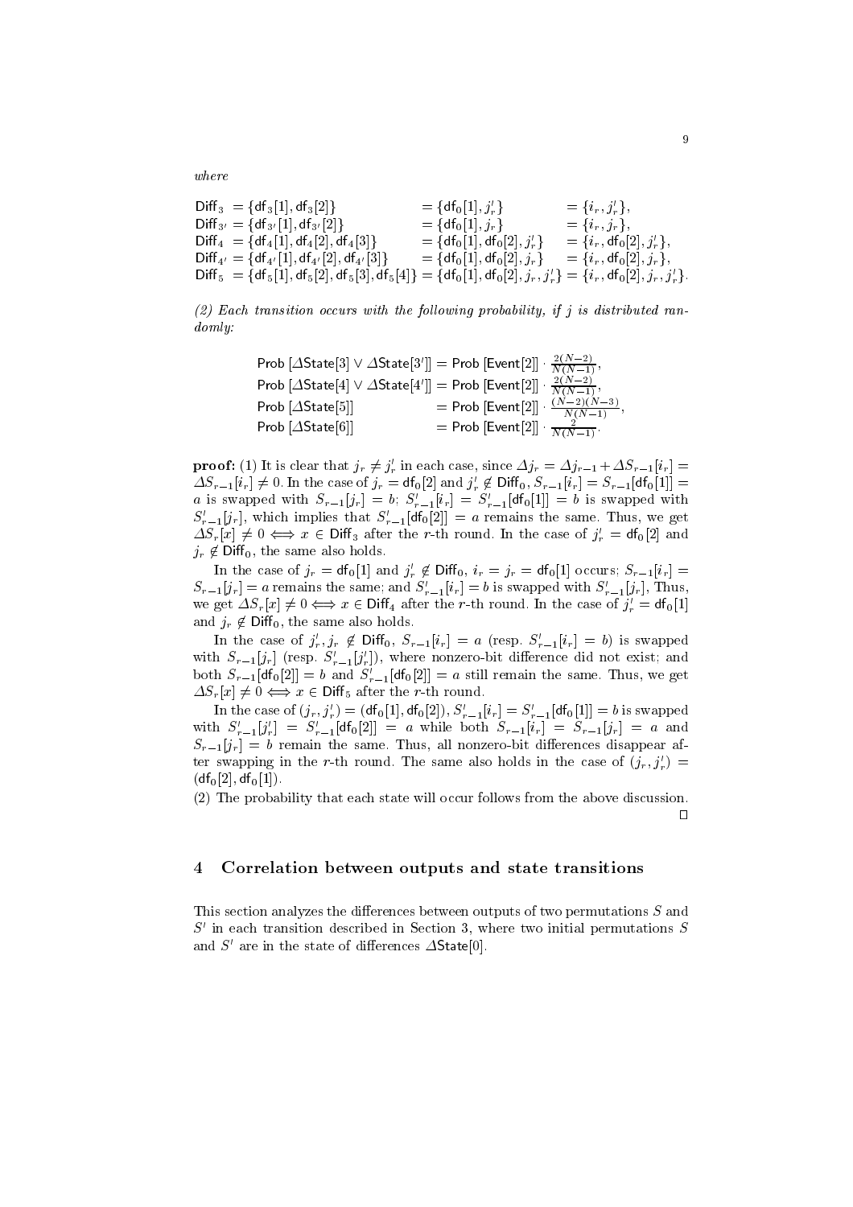*where*

$$
\begin{aligned}
\mathsf{Diff}_3 &= \{\mathsf{df}_3[1], \mathsf{df}_3[2]\} &&= \{\mathsf{df}_0[1], j'_r\} &&= \{i_r, j'_r\},\\
\mathsf{Diff}_{3'} &= \{\mathsf{df}_{3'}[1], \mathsf{df}_{3'}[2]\} &&= \{\mathsf{df}_0[1], j_r\} &&= \{i_r, j_r\},\\
\mathsf{Diff}_4 &= \{\mathsf{df}_4[1], \mathsf{df}_4[2], \mathsf{df}_4[3]\} &&= \{\mathsf{df}_0[1], \mathsf{df}_0[2], j'_r\} &&= \{i_r, \mathsf{df}_0[2], j'_r\},\\
\mathsf{Diff}_{4'} &= \{\mathsf{df}_{4'}[1], \mathsf{df}_{4'}[2], \mathsf{df}_{4'}[3]\} &&= \{\mathsf{df}_0[1], \mathsf{df}_0[2], j_r\} &&= \{i_r, \mathsf{df}_0[2], j_r\},\\
\mathsf{Diff}_5 &= \{\mathsf{df}_5[1], \mathsf{df}_5[2], \mathsf{df}_5[3], \mathsf{df}_5[4]\} &&= \{\mathsf{df}_0[1], \mathsf{df}_0[2], j_r, j'_r\} &&= \{i_r, \mathsf{df}_0[2], j_r, j'_r\}.
\end{aligned}
$$

*(2) Each transition occurs with the following probability, if $j$ is distributed randomly:*

$$
\begin{aligned}
\mathsf{Prob}\,[\Delta\mathsf{State}[3] \vee \Delta\mathsf{State}[3']] &= \mathsf{Prob}\,[\mathsf{Event}[2]] \cdot \tfrac{2(N-2)}{N(N-1)},\\
\mathsf{Prob}\,[\Delta\mathsf{State}[4] \vee \Delta\mathsf{State}[4']] &= \mathsf{Prob}\,[\mathsf{Event}[2]] \cdot \tfrac{2(N-2)}{N(N-1)},\\
\mathsf{Prob}\,[\Delta\mathsf{State}[5]] &= \mathsf{Prob}\,[\mathsf{Event}[2]] \cdot \tfrac{(N-2)(N-3)}{N(N-1)},\\
\mathsf{Prob}\,[\Delta\mathsf{State}[6]] &= \mathsf{Prob}\,[\mathsf{Event}[2]] \cdot \tfrac{2}{N(N-1)}.
\end{aligned}
$$

**proof:** (1) It is clear that $j_r \neq j'_r$ in each case, since $\Delta j_r = \Delta j_{r-1} + \Delta S_{r-1}[i_r] = \Delta S_{r-1}[i_r] \neq 0$. In the case of $j_r = \mathsf{df}_0[2]$ and $j'_r \notin \mathsf{Diff}_0$, $S_{r-1}[i_r] = S_{r-1}[\mathsf{df}_0[1]] = a$ is swapped with $S_{r-1}[j_r] = b$; $S'_{r-1}[i_r] = S'_{r-1}[\mathsf{df}_0[1]] = b$ is swapped with $S'_{r-1}[j_r]$, which implies that $S'_{r-1}[\mathsf{df}_0[2]] = a$ remains the same. Thus, we get $\Delta S_r[x] \neq 0 \Longleftrightarrow x \in \mathsf{Diff}_3$ after the $r$-th round. In the case of $j'_r = \mathsf{df}_0[2]$ and $j_r \notin \mathsf{Diff}_0$, the same also holds.

In the case of $j_r = \mathsf{df}_0[1]$ and $j'_r \notin \mathsf{Diff}_0$, $i_r = j_r = \mathsf{df}_0[1]$ occurs; $S_{r-1}[i_r] = S_{r-1}[j_r] = a$ remains the same; and $S'_{r-1}[i_r] = b$ is swapped with $S'_{r-1}[j_r]$, Thus, we get $\Delta S_r[x] \neq 0 \Longleftrightarrow x \in \mathsf{Diff}_4$ after the $r$-th round. In the case of $j'_r = \mathsf{df}_0[1]$ and $j_r \notin \mathsf{Diff}_0$, the same also holds.

In the case of $j'_r, j_r \notin \mathsf{Diff}_0$, $S_{r-1}[i_r] = a$ (resp. $S'_{r-1}[i_r] = b$) is swapped with $S_{r-1}[j_r]$ (resp. $S'_{r-1}[j'_r]$), where nonzero-bit difference did not exist; and both $S_{r-1}[\mathsf{df}_0[2]] = b$ and $S'_{r-1}[\mathsf{df}_0[2]] = a$ still remain the same. Thus, we get $\Delta S_r[x] \neq 0 \Longleftrightarrow x \in \mathsf{Diff}_5$ after the $r$-th round.

In the case of $(j_r, j'_r) = (\mathsf{df}_0[1], \mathsf{df}_0[2])$, $S'_{r-1}[i_r] = S'_{r-1}[\mathsf{df}_0[1]] = b$ is swapped with $S'_{r-1}[j'_r] = S'_{r-1}[\mathsf{df}_0[2]] = a$ while both $S_{r-1}[i_r] = S_{r-1}[j_r] = a$ and $S_{r-1}[j_r] = b$ remain the same. Thus, all nonzero-bit differences disappear after swapping in the $r$-th round. The same also holds in the case of $(j_r, j'_r) = (\mathsf{df}_0[2], \mathsf{df}_0[1])$.

(2) The probability that each state will occur follows from the above discussion. □

## 4 Correlation between outputs and state transitions

This section analyzes the differences between outputs of two permutations $S$ and $S'$ in each transition described in Section 3, where two initial permutations $S$ and $S'$ are in the state of differences $\Delta\mathsf{State}[0]$.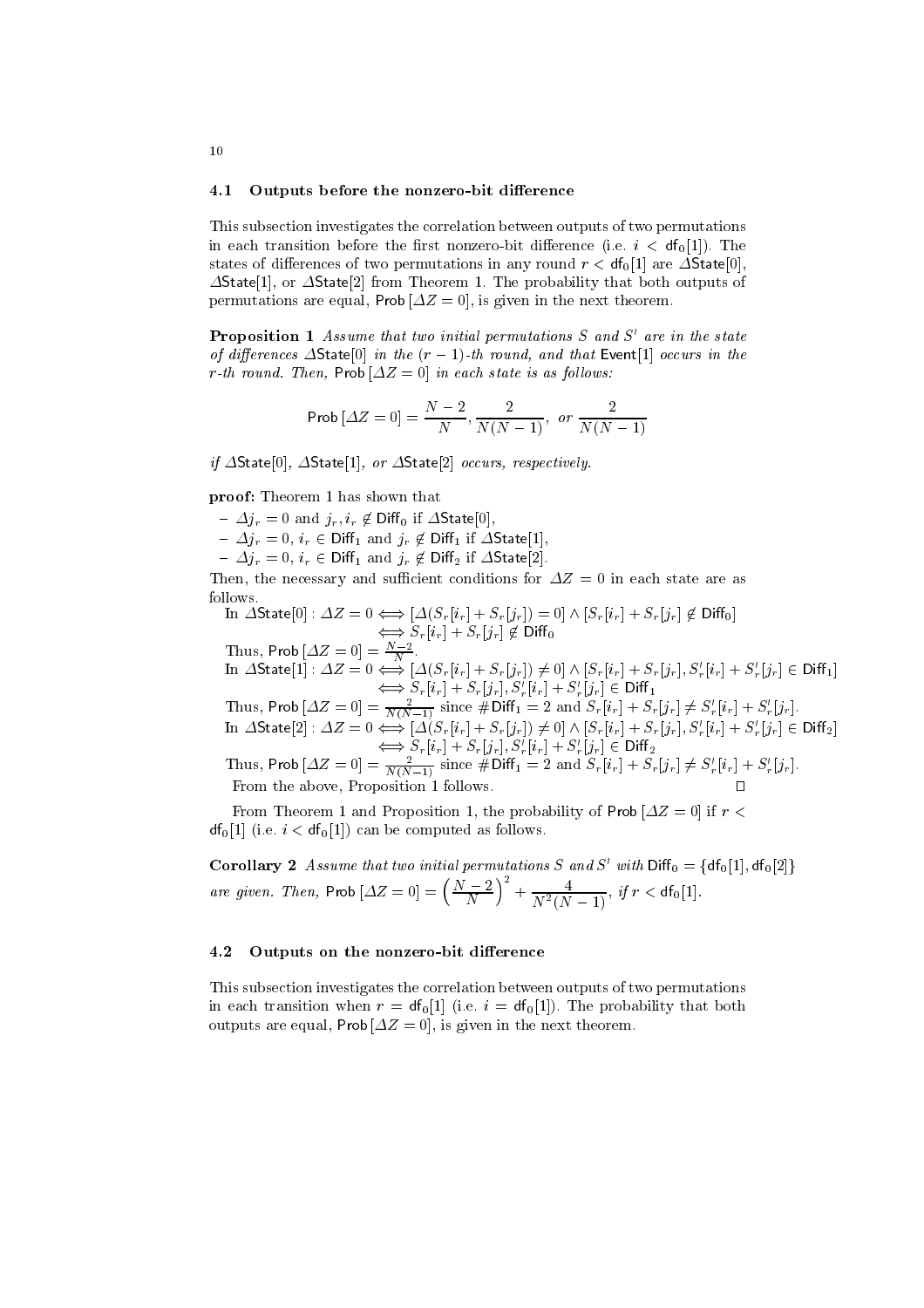### 4.1 Outputs before the nonzero-bit difference

This subsection investigates the correlation between outputs of two permutations in each transition before the first nonzero-bit difference (i.e. $i < \mathsf{df}_0[1]$). The states of differences of two permutations in any round $r < \mathsf{df}_0[1]$ are $\Delta\mathsf{State}[0]$, $\Delta\mathsf{State}[1]$, or $\Delta\mathsf{State}[2]$ from Theorem 1. The probability that both outputs of permutations are equal, $\mathsf{Prob}\,[\Delta Z = 0]$, is given in the next theorem.

**Proposition 1** *Assume that two initial permutations $S$ and $S'$ are in the state of differences $\Delta\mathsf{State}[0]$ in the $(r-1)$-th round, and that $\mathsf{Event}[1]$ occurs in the $r$-th round. Then, $\mathsf{Prob}\,[\Delta Z = 0]$ in each state is as follows:*

$$\mathsf{Prob}\,[\Delta Z = 0] = \frac{N-2}{N}, \frac{2}{N(N-1)}, \text{ or } \frac{2}{N(N-1)}$$

*if $\Delta\mathsf{State}[0]$, $\Delta\mathsf{State}[1]$, or $\Delta\mathsf{State}[2]$ occurs, respectively.*

**proof:** Theorem 1 has shown that

- $\Delta j_r = 0$ and $j_r, i_r \notin \mathsf{Diff}_0$ if $\Delta\mathsf{State}[0]$,
- $\Delta j_r = 0$, $i_r \in \mathsf{Diff}_1$ and $j_r \notin \mathsf{Diff}_1$ if $\Delta\mathsf{State}[1]$,
- $\Delta j_r = 0$, $i_r \in \mathsf{Diff}_1$ and $j_r \notin \mathsf{Diff}_2$ if $\Delta\mathsf{State}[2]$.

Then, the necessary and sufficient conditions for $\Delta Z = 0$ in each state are as follows.

In $\Delta\mathsf{State}[0]$ : $\Delta Z = 0 \iff [\Delta(S_r[i_r] + S_r[j_r]) = 0] \wedge [S_r[i_r] + S_r[j_r] \notin \mathsf{Diff}_0]$
$\iff S_r[i_r] + S_r[j_r] \notin \mathsf{Diff}_0$

Thus, $\mathsf{Prob}\,[\Delta Z = 0] = \frac{N-2}{N}$.

In $\Delta\mathsf{State}[1]$ : $\Delta Z = 0 \iff [\Delta(S_r[i_r] + S_r[j_r]) \neq 0] \wedge [S_r[i_r] + S_r[j_r], S'_r[i_r] + S'_r[j_r] \in \mathsf{Diff}_1]$
$\iff S_r[i_r] + S_r[j_r], S'_r[i_r] + S'_r[j_r] \in \mathsf{Diff}_1$

Thus, $\mathsf{Prob}\,[\Delta Z = 0] = \frac{2}{N(N-1)}$ since $\#\mathsf{Diff}_1 = 2$ and $S_r[i_r] + S_r[j_r] \neq S'_r[i_r] + S'_r[j_r]$.

In $\Delta\mathsf{State}[2]$ : $\Delta Z = 0 \iff [\Delta(S_r[i_r] + S_r[j_r]) \neq 0] \wedge [S_r[i_r] + S_r[j_r], S'_r[i_r] + S'_r[j_r] \in \mathsf{Diff}_2]$
$\iff S_r[i_r] + S_r[j_r], S'_r[i_r] + S'_r[j_r] \in \mathsf{Diff}_2$

Thus, $\mathsf{Prob}\,[\Delta Z = 0] = \frac{2}{N(N-1)}$ since $\#\mathsf{Diff}_1 = 2$ and $S_r[i_r] + S_r[j_r] \neq S'_r[i_r] + S'_r[j_r]$.

From the above, Proposition 1 follows. □

From Theorem 1 and Proposition 1, the probability of $\mathsf{Prob}\,[\Delta Z = 0]$ if $r < \mathsf{df}_0[1]$ (i.e. $i < \mathsf{df}_0[1]$) can be computed as follows.

**Corollary 2** *Assume that two initial permutations $S$ and $S'$ with $\mathsf{Diff}_0 = \{\mathsf{df}_0[1], \mathsf{df}_0[2]\}$ are given. Then, $\mathsf{Prob}\,[\Delta Z = 0] = \left(\frac{N-2}{N}\right)^2 + \frac{4}{N^2(N-1)}$, if $r < \mathsf{df}_0[1]$.*

### 4.2 Outputs on the nonzero-bit difference

This subsection investigates the correlation between outputs of two permutations in each transition when $r = \mathsf{df}_0[1]$ (i.e. $i = \mathsf{df}_0[1]$). The probability that both outputs are equal, $\mathsf{Prob}\,[\Delta Z = 0]$, is given in the next theorem.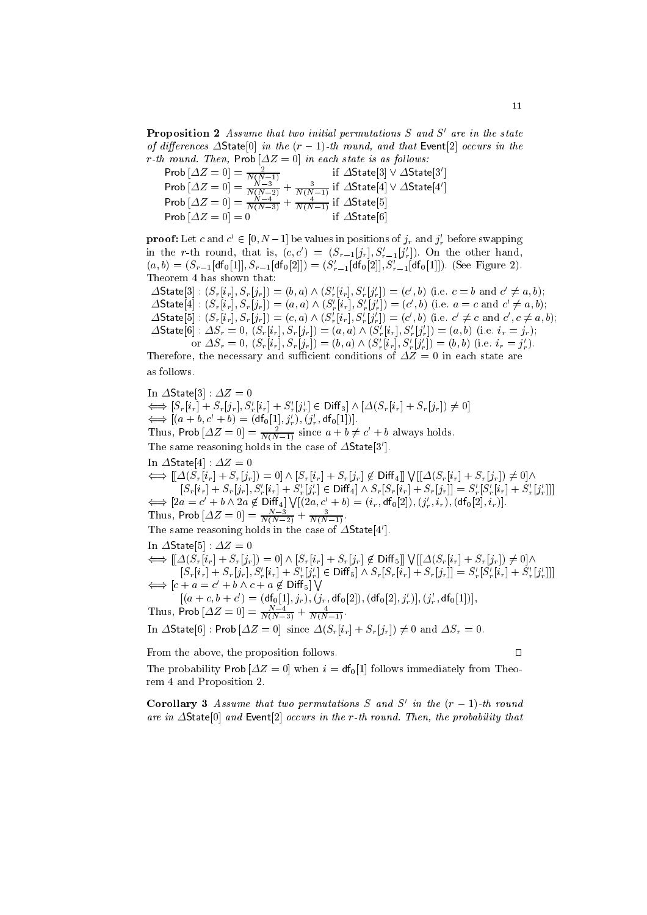**Proposition 2** *Assume that two initial permutations $S$ and $S'$ are in the state of differences $\Delta\mathsf{State}[0]$ in the $(r-1)$-th round, and that $\mathsf{Event}[2]$ occurs in the $r$-th round. Then,* $\mathsf{Prob}\,[\Delta Z = 0]$ *in each state is as follows:*

$$\begin{array}{ll}
\mathsf{Prob}\,[\Delta Z = 0] = \frac{2}{N(N-1)} & \text{if } \Delta\mathsf{State}[3] \vee \Delta\mathsf{State}[3'] \\
\mathsf{Prob}\,[\Delta Z = 0] = \frac{N-3}{N(N-2)} + \frac{3}{N(N-1)} & \text{if } \Delta\mathsf{State}[4] \vee \Delta\mathsf{State}[4'] \\
\mathsf{Prob}\,[\Delta Z = 0] = \frac{N-4}{N(N-3)} + \frac{4}{N(N-1)} & \text{if } \Delta\mathsf{State}[5] \\
\mathsf{Prob}\,[\Delta Z = 0] = 0 & \text{if } \Delta\mathsf{State}[6]
\end{array}$$

**proof:** Let $c$ and $c' \in [0, N-1]$ be values in positions of $j_r$ and $j'_r$ before swapping in the $r$-th round, that is, $(c, c') = (S_{r-1}[j_r], S'_{r-1}[j'_r])$. On the other hand, $(a, b) = (S_{r-1}[\mathsf{df}_0[1]], S_{r-1}[\mathsf{df}_0[2]]) = (S'_{r-1}[\mathsf{df}_0[2]], S'_{r-1}[\mathsf{df}_0[1]])$. (See Figure 2). Theorem 4 has shown that:

$\Delta\mathsf{State}[3] : (S_r[i_r], S_r[j_r]) = (b, a) \wedge (S'_r[i_r], S'_r[j'_r]) = (c', b)$ (i.e. $c = b$ and $c' \neq a, b$);
$\Delta\mathsf{State}[4] : (S_r[i_r], S_r[j_r]) = (a, a) \wedge (S'_r[i_r], S'_r[j'_r]) = (c', b)$ (i.e. $a = c$ and $c' \neq a, b$);
$\Delta\mathsf{State}[5] : (S_r[i_r], S_r[j_r]) = (c, a) \wedge (S'_r[i_r], S'_r[j'_r]) = (c', b)$ (i.e. $c' \neq c$ and $c', c \neq a, b$);
$\Delta\mathsf{State}[6] : \Delta S_r = 0,\ (S_r[i_r], S_r[j_r]) = (a, a) \wedge (S'_r[i_r], S'_r[j'_r]) = (a, b)$ (i.e. $i_r = j_r$);
or $\Delta S_r = 0,\ (S_r[i_r], S_r[j_r]) = (b, a) \wedge (S'_r[i_r], S'_r[j'_r]) = (b, b)$ (i.e. $i_r = j'_r$).

Therefore, the necessary and sufficient conditions of $\Delta Z = 0$ in each state are as follows.

In $\Delta\mathsf{State}[3] : \Delta Z = 0$
$\iff [S_r[i_r] + S_r[j_r], S'_r[i_r] + S'_r[j'_r] \in \mathsf{Diff}_3] \wedge [\Delta(S_r[i_r] + S_r[j_r]) \neq 0]$
$\iff [(a + b, c' + b) = (\mathsf{df}_0[1], j'_r), (j'_r, \mathsf{df}_0[1])]$.
Thus, $\mathsf{Prob}\,[\Delta Z = 0] = \frac{2}{N(N-1)}$ since $a + b \neq c' + b$ always holds.
The same reasoning holds in the case of $\Delta\mathsf{State}[3']$.

In $\Delta\mathsf{State}[4] : \Delta Z = 0$
$\iff [[\Delta(S_r[i_r] + S_r[j_r]) = 0] \wedge [S_r[i_r] + S_r[j_r] \notin \mathsf{Diff}_4]] \bigvee [[\Delta(S_r[i_r] + S_r[j_r]) \neq 0] \wedge$
$\quad [S_r[i_r] + S_r[j_r], S'_r[i_r] + S'_r[j'_r] \in \mathsf{Diff}_4] \wedge S_r[S_r[i_r] + S_r[j_r]] = S'_r[S'_r[i_r] + S'_r[j'_r]]]$
$\iff [2a = c' + b \wedge 2a \notin \mathsf{Diff}_4] \bigvee [(2a, c' + b) = (i_r, \mathsf{df}_0[2]), (j'_r, i_r), (\mathsf{df}_0[2], i_r)]$.
Thus, $\mathsf{Prob}\,[\Delta Z = 0] = \frac{N-3}{N(N-2)} + \frac{3}{N(N-1)}$.
The same reasoning holds in the case of $\Delta\mathsf{State}[4']$.

In $\Delta\mathsf{State}[5] : \Delta Z = 0$
$\iff [[\Delta(S_r[i_r] + S_r[j_r]) = 0] \wedge [S_r[i_r] + S_r[j_r] \notin \mathsf{Diff}_5]] \bigvee [[\Delta(S_r[i_r] + S_r[j_r]) \neq 0] \wedge$
$\quad [S_r[i_r] + S_r[j_r], S'_r[i_r] + S'_r[j'_r] \in \mathsf{Diff}_5] \wedge S_r[S_r[i_r] + S_r[j_r]] = S'_r[S'_r[i_r] + S'_r[j'_r]]]$
$\iff [c + a = c' + b \wedge c + a \notin \mathsf{Diff}_5] \bigvee$
$\quad [(a + c, b + c') = (\mathsf{df}_0[1], j_r), (j_r, \mathsf{df}_0[2]), (\mathsf{df}_0[2], j'_r)], (j'_r, \mathsf{df}_0[1])]$,
Thus, $\mathsf{Prob}\,[\Delta Z = 0] = \frac{N-4}{N(N-3)} + \frac{4}{N(N-1)}$.

In $\Delta\mathsf{State}[6]$ : $\mathsf{Prob}\,[\Delta Z = 0]$ since $\Delta(S_r[i_r] + S_r[j_r]) \neq 0$ and $\Delta S_r = 0$.

From the above, the proposition follows. $\square$

The probability $\mathsf{Prob}\,[\Delta Z = 0]$ when $i = \mathsf{df}_0[1]$ follows immediately from Theorem 4 and Proposition 2.

**Corollary 3** *Assume that two permutations $S$ and $S'$ in the $(r-1)$-th round are in $\Delta\mathsf{State}[0]$ and $\mathsf{Event}[2]$ occurs in the $r$-th round. Then, the probability that*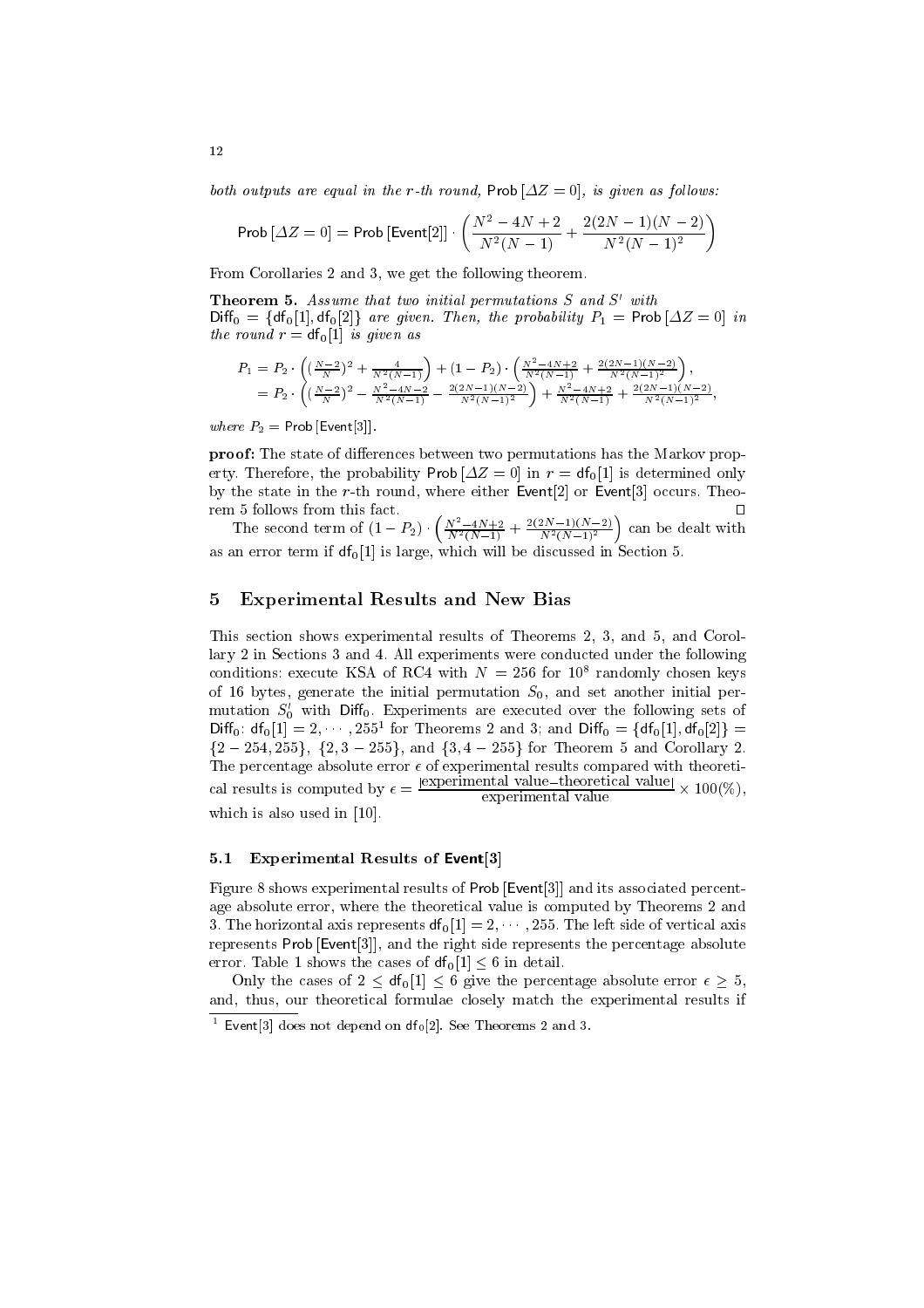*both outputs are equal in the r-th round,* $\mathsf{Prob}\,[\Delta Z = 0]$*, is given as follows:*

$$\mathsf{Prob}\,[\Delta Z = 0] = \mathsf{Prob}\,[\mathsf{Event}[2]] \cdot \left( \frac{N^2 - 4N + 2}{N^2(N-1)} + \frac{2(2N-1)(N-2)}{N^2(N-1)^2} \right)$$

From Corollaries 2 and 3, we get the following theorem.

**Theorem 5.** *Assume that two initial permutations $S$ and $S'$ with $\mathsf{Diff}_0 = \{\mathsf{df}_0[1], \mathsf{df}_0[2]\}$ are given. Then, the probability $P_1 = \mathsf{Prob}\,[\Delta Z = 0]$ in the round $r = \mathsf{df}_0[1]$ is given as*

$$\begin{aligned} P_1 &= P_2 \cdot \left( (\tfrac{N-2}{N})^2 + \tfrac{4}{N^2(N-1)} \right) + (1 - P_2) \cdot \left( \tfrac{N^2-4N+2}{N^2(N-1)} + \tfrac{2(2N-1)(N-2)}{N^2(N-1)^2} \right), \\ &= P_2 \cdot \left( (\tfrac{N-2}{N})^2 - \tfrac{N^2-4N-2}{N^2(N-1)} - \tfrac{2(2N-1)(N-2)}{N^2(N-1)^2} \right) + \tfrac{N^2-4N+2}{N^2(N-1)} + \tfrac{2(2N-1)(N-2)}{N^2(N-1)^2}, \end{aligned}$$

*where $P_2 = \mathsf{Prob}\,[\mathsf{Event}[3]]$.*

**proof:** The state of differences between two permutations has the Markov property. Therefore, the probability $\mathsf{Prob}\,[\Delta Z = 0]$ in $r = \mathsf{df}_0[1]$ is determined only by the state in the $r$-th round, where either $\mathsf{Event}[2]$ or $\mathsf{Event}[3]$ occurs. Theorem 5 follows from this fact. □

The second term of $(1 - P_2) \cdot \left( \frac{N^2-4N+2}{N^2(N-1)} + \frac{2(2N-1)(N-2)}{N^2(N-1)^2} \right)$ can be dealt with as an error term if $\mathsf{df}_0[1]$ is large, which will be discussed in Section 5.

## 5 Experimental Results and New Bias

This section shows experimental results of Theorems 2, 3, and 5, and Corollary 2 in Sections 3 and 4. All experiments were conducted under the following conditions: execute KSA of RC4 with $N = 256$ for $10^8$ randomly chosen keys of 16 bytes, generate the initial permutation $S_0$, and set another initial permutation $S'_0$ with $\mathsf{Diff}_0$. Experiments are executed over the following sets of $\mathsf{Diff}_0$: $\mathsf{df}_0[1] = 2, \cdots, 255$[1] for Theorems 2 and 3; and $\mathsf{Diff}_0 = \{\mathsf{df}_0[1], \mathsf{df}_0[2]\} = \{2 - 254, 255\}$, $\{2, 3 - 255\}$, and $\{3, 4 - 255\}$ for Theorem 5 and Corollary 2. The percentage absolute error $\epsilon$ of experimental results compared with theoretical results is computed by $\epsilon = \frac{|\text{experimental value} - \text{theoretical value}|}{\text{experimental value}} \times 100(\%)$, which is also used in [10].

### 5.1 Experimental Results of Event[3]

Figure 8 shows experimental results of $\mathsf{Prob}\,[\mathsf{Event}[3]]$ and its associated percentage absolute error, where the theoretical value is computed by Theorems 2 and 3. The horizontal axis represents $\mathsf{df}_0[1] = 2, \cdots, 255$. The left side of vertical axis represents $\mathsf{Prob}\,[\mathsf{Event}[3]]$, and the right side represents the percentage absolute error. Table 1 shows the cases of $\mathsf{df}_0[1] \leq 6$ in detail.

Only the cases of $2 \leq \mathsf{df}_0[1] \leq 6$ give the percentage absolute error $\epsilon \geq 5$, and, thus, our theoretical formulae closely match the experimental results if

[1] Event[3] does not depend on $\mathsf{df}_0[2]$. See Theorems 2 and 3.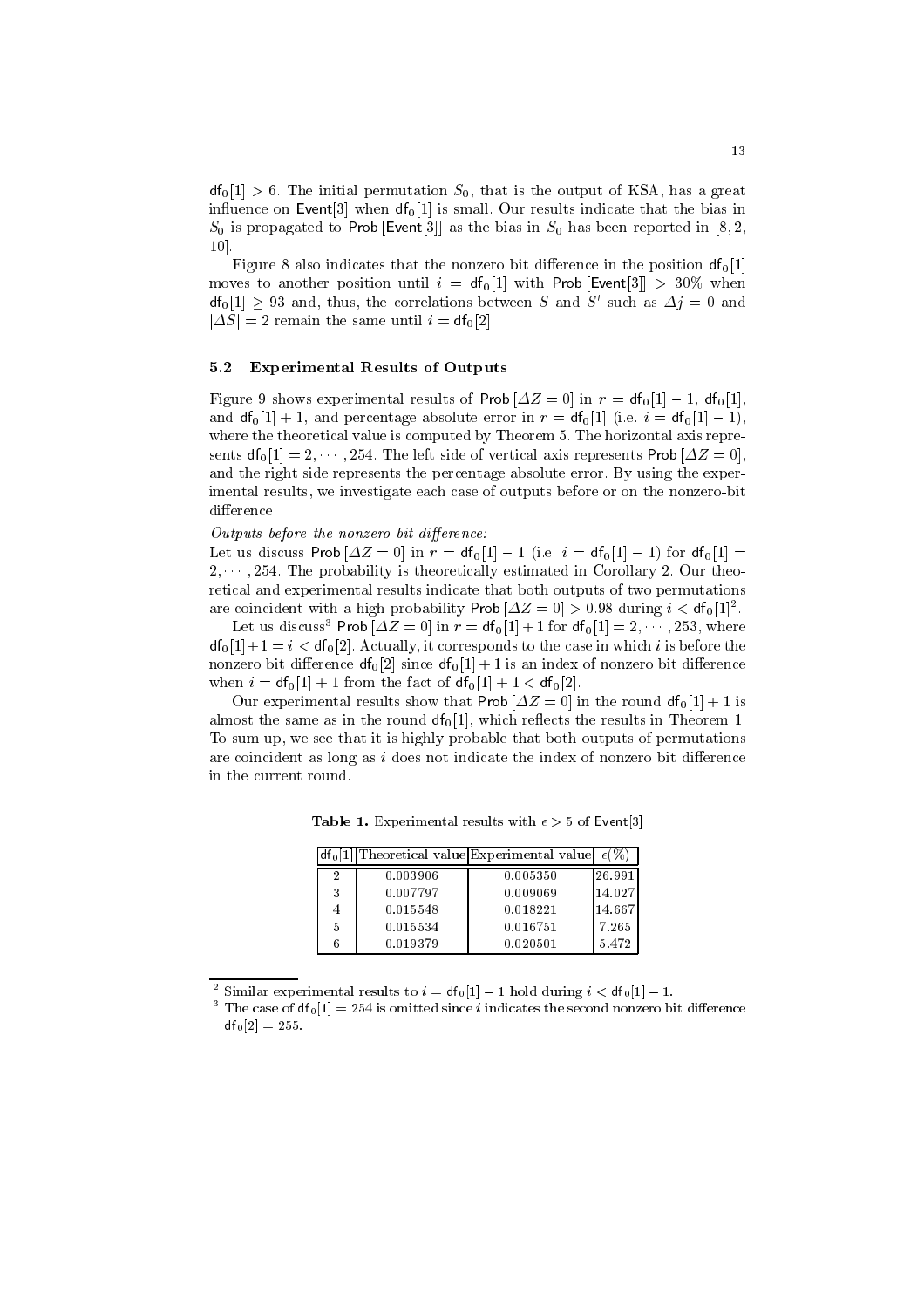$\mathsf{df}_0[1] > 6$. The initial permutation $S_0$, that is the output of KSA, has a great influence on $\mathsf{Event}[3]$ when $\mathsf{df}_0[1]$ is small. Our results indicate that the bias in $S_0$ is propagated to $\mathsf{Prob}\,[\mathsf{Event}[3]]$ as the bias in $S_0$ has been reported in [8, 2, 10].

Figure 8 also indicates that the nonzero bit difference in the position $\mathsf{df}_0[1]$ moves to another position until $i = \mathsf{df}_0[1]$ with $\mathsf{Prob}\,[\mathsf{Event}[3]] > 30\%$ when $\mathsf{df}_0[1] \geq 93$ and, thus, the correlations between $S$ and $S'$ such as $\Delta j = 0$ and $|\Delta S| = 2$ remain the same until $i = \mathsf{df}_0[2]$.

### 5.2 Experimental Results of Outputs

Figure 9 shows experimental results of $\mathsf{Prob}\,[\Delta Z = 0]$ in $r = \mathsf{df}_0[1] - 1$, $\mathsf{df}_0[1]$, and $\mathsf{df}_0[1] + 1$, and percentage absolute error in $r = \mathsf{df}_0[1]$ (i.e. $i = \mathsf{df}_0[1] - 1$), where the theoretical value is computed by Theorem 5. The horizontal axis represents $\mathsf{df}_0[1] = 2, \cdots, 254$. The left side of vertical axis represents $\mathsf{Prob}\,[\Delta Z = 0]$, and the right side represents the percentage absolute error. By using the experimental results, we investigate each case of outputs before or on the nonzero-bit difference.

*Outputs before the nonzero-bit difference:*
Let us discuss $\mathsf{Prob}\,[\Delta Z = 0]$ in $r = \mathsf{df}_0[1] - 1$ (i.e. $i = \mathsf{df}_0[1] - 1$) for $\mathsf{df}_0[1] = 2, \cdots, 254$. The probability is theoretically estimated in Corollary 2. Our theoretical and experimental results indicate that both outputs of two permutations are coincident with a high probability $\mathsf{Prob}\,[\Delta Z = 0] > 0.98$ during $i < \mathsf{df}_0[1]$[2].

Let us discuss[3] $\mathsf{Prob}\,[\Delta Z = 0]$ in $r = \mathsf{df}_0[1] + 1$ for $\mathsf{df}_0[1] = 2, \cdots, 253$, where $\mathsf{df}_0[1] + 1 = i < \mathsf{df}_0[2]$. Actually, it corresponds to the case in which $i$ is before the nonzero bit difference $\mathsf{df}_0[2]$ since $\mathsf{df}_0[1] + 1$ is an index of nonzero bit difference when $i = \mathsf{df}_0[1] + 1$ from the fact of $\mathsf{df}_0[1] + 1 < \mathsf{df}_0[2]$.

Our experimental results show that $\mathsf{Prob}\,[\Delta Z = 0]$ in the round $\mathsf{df}_0[1] + 1$ is almost the same as in the round $\mathsf{df}_0[1]$, which reflects the results in Theorem 1. To sum up, we see that it is highly probable that both outputs of permutations are coincident as long as $i$ does not indicate the index of nonzero bit difference in the current round.

**Table 1.** Experimental results with $\epsilon > 5$ of $\mathsf{Event}[3]$

| $\mathsf{df}_0[1]$ | Theoretical value | Experimental value | $\epsilon(\%)$ |
|---|---|---|---|
| 2 | 0.003906 | 0.005350 | 26.991 |
| 3 | 0.007797 | 0.009069 | 14.027 |
| 4 | 0.015548 | 0.018221 | 14.667 |
| 5 | 0.015534 | 0.016751 | 7.265 |
| 6 | 0.019379 | 0.020501 | 5.472 |

[2] Similar experimental results to $i = \mathsf{df}_0[1] - 1$ hold during $i < \mathsf{df}_0[1] - 1$.

[3] The case of $\mathsf{df}_0[1] = 254$ is omitted since $i$ indicates the second nonzero bit difference $\mathsf{df}_0[2] = 255$.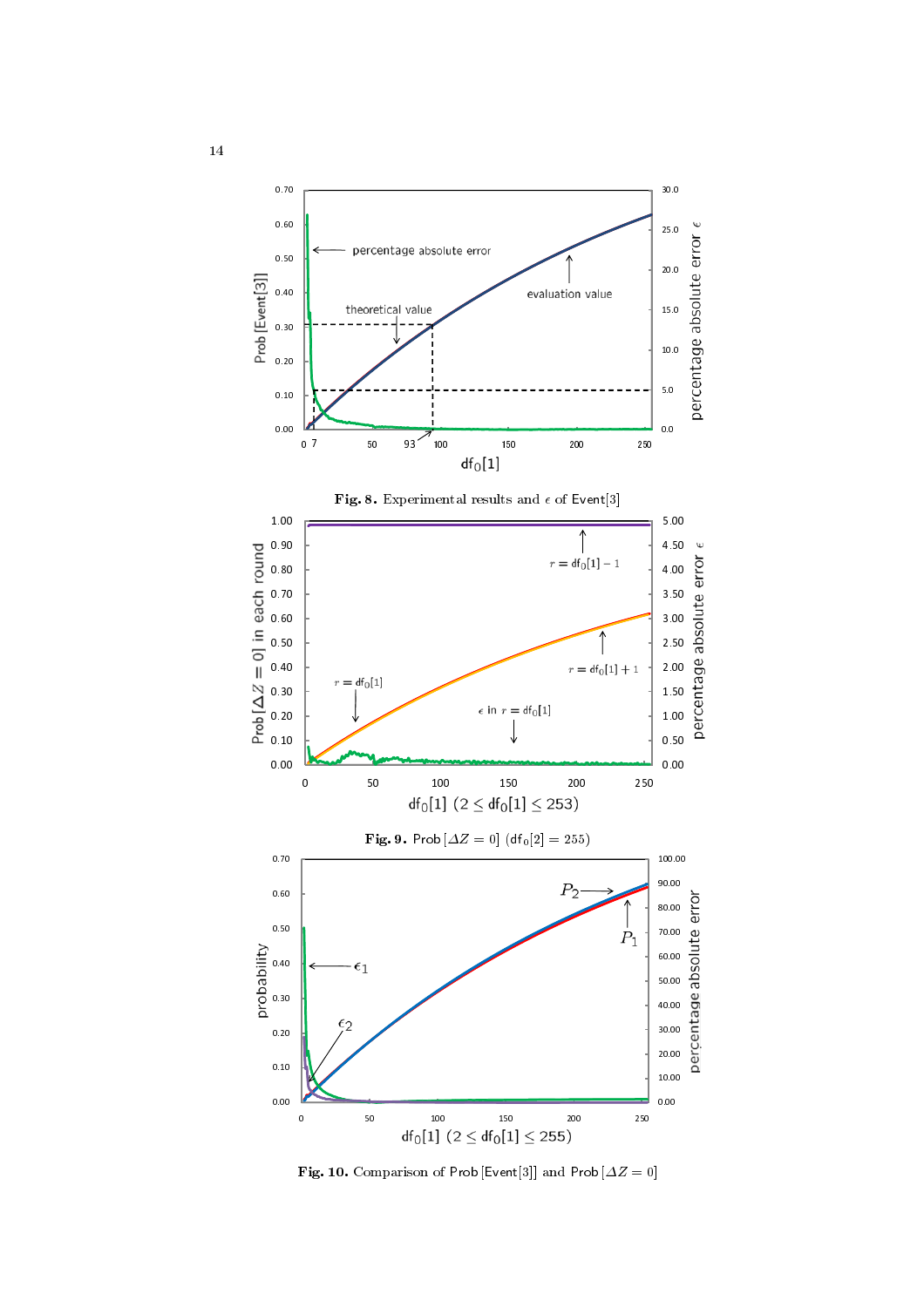**Fig. 8.** Experimental results and $\epsilon$ of Event[3]

**Fig. 9.** $\text{Prob}\,[\Delta Z = 0]$ $(\text{df}_0[2] = 255)$

**Fig. 10.** Comparison of $\text{Prob}\,[\text{Event}[3]]$ and $\text{Prob}\,[\Delta Z = 0]$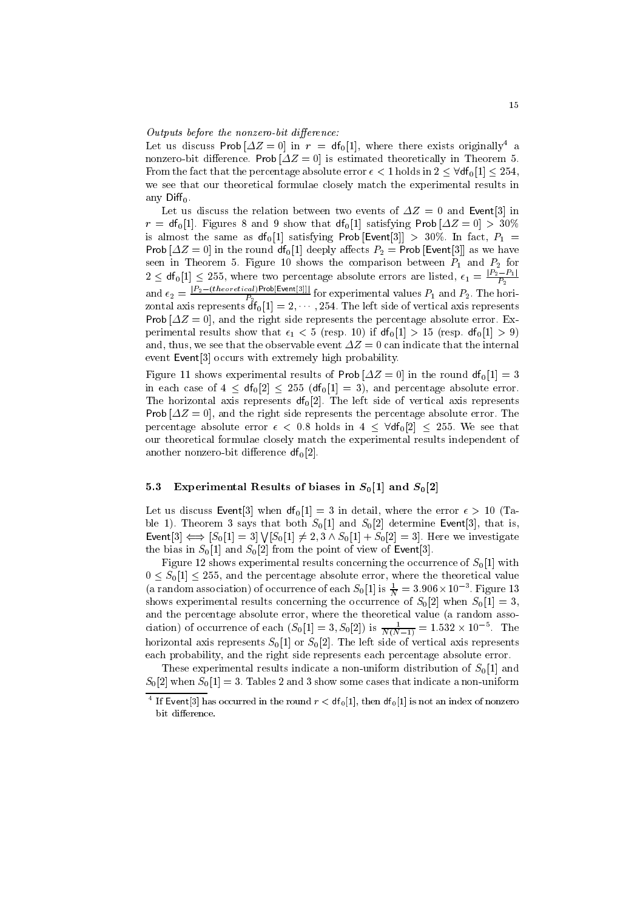*Outputs before the nonzero-bit difference:*

Let us discuss $\mathsf{Prob}\,[\Delta Z = 0]$ in $r = \mathsf{df}_0[1]$, where there exists originally[4] a nonzero-bit difference. $\mathsf{Prob}\,[\Delta Z = 0]$ is estimated theoretically in Theorem 5. From the fact that the percentage absolute error $\epsilon < 1$ holds in $2 \le \forall \mathsf{df}_0[1] \le 254$, we see that our theoretical formulae closely match the experimental results in any $\mathsf{Diff}_0$.

Let us discuss the relation between two events of $\Delta Z = 0$ and $\mathsf{Event}[3]$ in $r = \mathsf{df}_0[1]$. Figures 8 and 9 show that $\mathsf{df}_0[1]$ satisfying $\mathsf{Prob}\,[\Delta Z = 0] > 30\%$ is almost the same as $\mathsf{df}_0[1]$ satisfying $\mathsf{Prob}\,[\mathsf{Event}[3]] > 30\%$. In fact, $P_1 = \mathsf{Prob}\,[\Delta Z = 0]$ in the round $\mathsf{df}_0[1]$ deeply affects $P_2 = \mathsf{Prob}\,[\mathsf{Event}[3]]$ as we have seen in Theorem 5. Figure 10 shows the comparison between $P_1$ and $P_2$ for $2 \le \mathsf{df}_0[1] \le 255$, where two percentage absolute errors are listed, $\epsilon_1 = \frac{|P_2 - P_1|}{P_2}$ and $\epsilon_2 = \frac{|P_2 - (theoretical)\mathsf{Prob}[\mathsf{Event}[3]]|}{P_2}$ for experimental values $P_1$ and $P_2$. The horizontal axis represents $\mathsf{df}_0[1] = 2, \cdots, 254$. The left side of vertical axis represents $\mathsf{Prob}\,[\Delta Z = 0]$, and the right side represents the percentage absolute error. Experimental results show that $\epsilon_1 < 5$ (resp. 10) if $\mathsf{df}_0[1] > 15$ (resp. $\mathsf{df}_0[1] > 9$) and, thus, we see that the observable event $\Delta Z = 0$ can indicate that the internal event $\mathsf{Event}[3]$ occurs with extremely high probability.

Figure 11 shows experimental results of $\mathsf{Prob}\,[\Delta Z = 0]$ in the round $\mathsf{df}_0[1] = 3$ in each case of $4 \le \mathsf{df}_0[2] \le 255$ ($\mathsf{df}_0[1] = 3$), and percentage absolute error. The horizontal axis represents $\mathsf{df}_0[2]$. The left side of vertical axis represents $\mathsf{Prob}\,[\Delta Z = 0]$, and the right side represents the percentage absolute error. The percentage absolute error $\epsilon < 0.8$ holds in $4 \le \forall \mathsf{df}_0[2] \le 255$. We see that our theoretical formulae closely match the experimental results independent of another nonzero-bit difference $\mathsf{df}_0[2]$.

### 5.3 Experimental Results of biases in $S_0[1]$ and $S_0[2]$

Let us discuss $\mathsf{Event}[3]$ when $\mathsf{df}_0[1] = 3$ in detail, where the error $\epsilon > 10$ (Table 1). Theorem 3 says that both $S_0[1]$ and $S_0[2]$ determine $\mathsf{Event}[3]$, that is, $\mathsf{Event}[3] \Longleftrightarrow [S_0[1] = 3] \bigvee [S_0[1] \ne 2, 3 \wedge S_0[1] + S_0[2] = 3]$. Here we investigate the bias in $S_0[1]$ and $S_0[2]$ from the point of view of $\mathsf{Event}[3]$.

Figure 12 shows experimental results concerning the occurrence of $S_0[1]$ with $0 \le S_0[1] \le 255$, and the percentage absolute error, where the theoretical value (a random association) of occurrence of each $S_0[1]$ is $\frac{1}{N} = 3.906 \times 10^{-3}$. Figure 13 shows experimental results concerning the occurrence of $S_0[2]$ when $S_0[1] = 3$, and the percentage absolute error, where the theoretical value (a random association) of occurrence of each $(S_0[1] = 3, S_0[2])$ is $\frac{1}{N(N-1)} = 1.532 \times 10^{-5}$. The horizontal axis represents $S_0[1]$ or $S_0[2]$. The left side of vertical axis represents each probability, and the right side represents each percentage absolute error.

These experimental results indicate a non-uniform distribution of $S_0[1]$ and $S_0[2]$ when $S_0[1] = 3$. Tables 2 and 3 show some cases that indicate a non-uniform

[4] If $\mathsf{Event}[3]$ has occurred in the round $r < \mathsf{df}_0[1]$, then $\mathsf{df}_0[1]$ is not an index of nonzero bit difference.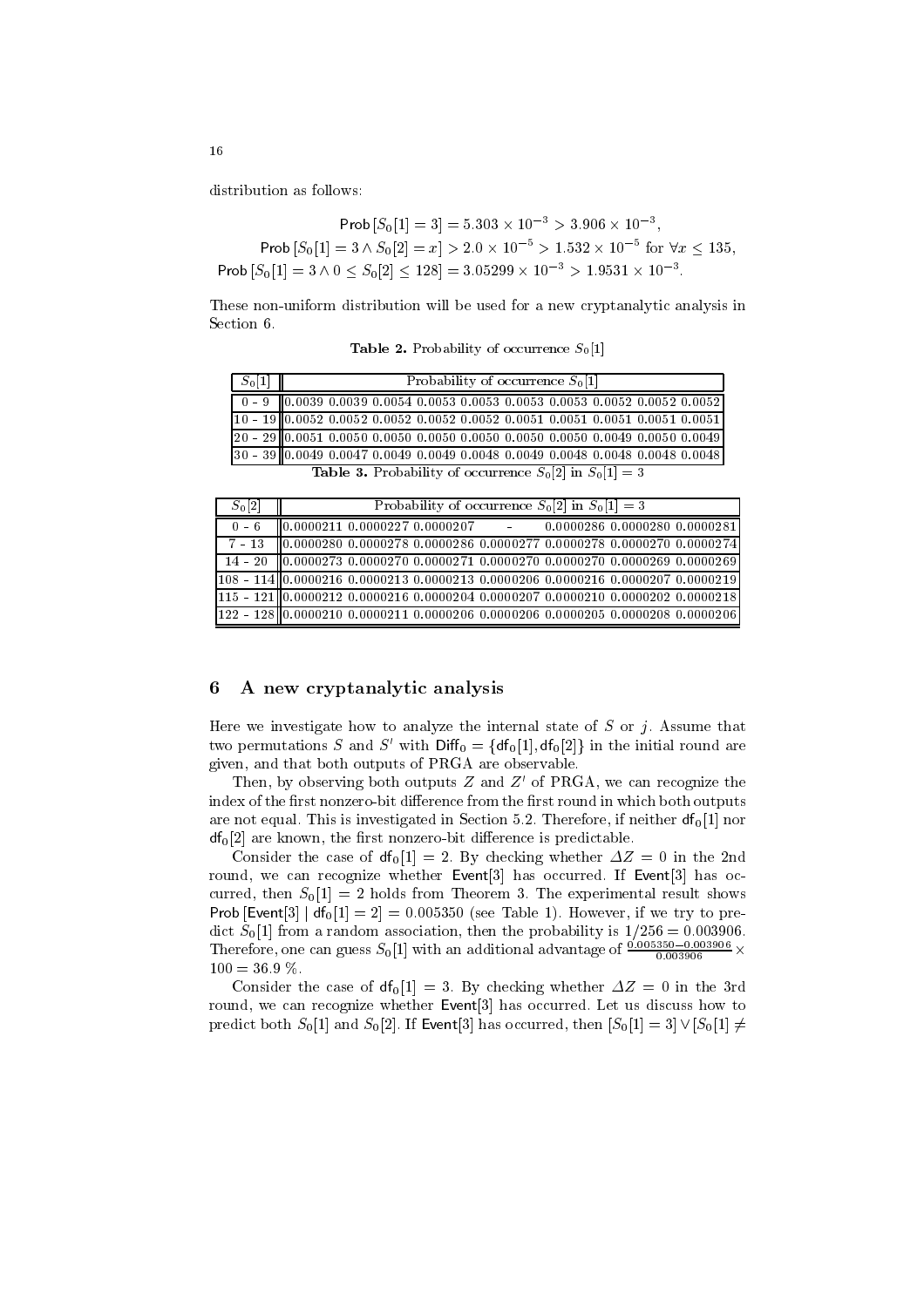distribution as follows:

$$\mathsf{Prob}\,[S_0[1] = 3] = 5.303 \times 10^{-3} > 3.906 \times 10^{-3},$$

$$\mathsf{Prob}\,[S_0[1] = 3 \wedge S_0[2] = x] > 2.0 \times 10^{-5} > 1.532 \times 10^{-5} \text{ for } \forall x \leq 135,$$

$$\mathsf{Prob}\,[S_0[1] = 3 \wedge 0 \leq S_0[2] \leq 128] = 3.05299 \times 10^{-3} > 1.9531 \times 10^{-3}.$$

These non-uniform distribution will be used for a new cryptanalytic analysis in Section 6.

**Table 2.** Probability of occurrence $S_0[1]$

| $S_0[1]$ | Probability of occurrence $S_0[1]$ |
|---|---|
| 0 - 9 | 0.0039 0.0039 0.0054 0.0053 0.0053 0.0053 0.0053 0.0052 0.0052 0.0052 |
| 10 - 19 | 0.0052 0.0052 0.0052 0.0052 0.0052 0.0051 0.0051 0.0051 0.0051 0.0051 |
| 20 - 29 | 0.0051 0.0050 0.0050 0.0050 0.0050 0.0050 0.0050 0.0049 0.0050 0.0049 |
| 30 - 39 | 0.0049 0.0047 0.0049 0.0049 0.0048 0.0049 0.0048 0.0048 0.0048 0.0048 |

**Table 3.** Probability of occurrence $S_0[2]$ in $S_0[1] = 3$

| $S_0[2]$ | Probability of occurrence $S_0[2]$ in $S_0[1] = 3$ |
|---|---|
| 0 - 6 | 0.0000211 0.0000227 0.0000207 - 0.0000286 0.0000280 0.0000281 |
| 7 - 13 | 0.0000280 0.0000278 0.0000286 0.0000277 0.0000278 0.0000270 0.0000274 |
| 14 - 20 | 0.0000273 0.0000270 0.0000271 0.0000270 0.0000270 0.0000269 0.0000269 |
| 108 - 114 | 0.0000216 0.0000213 0.0000213 0.0000206 0.0000216 0.0000207 0.0000219 |
| 115 - 121 | 0.0000212 0.0000216 0.0000204 0.0000207 0.0000210 0.0000202 0.0000218 |
| 122 - 128 | 0.0000210 0.0000211 0.0000206 0.0000206 0.0000205 0.0000208 0.0000206 |

## 6 A new cryptanalytic analysis

Here we investigate how to analyze the internal state of $S$ or $j$. Assume that two permutations $S$ and $S'$ with $\mathsf{Diff}_0 = \{\mathsf{df}_0[1], \mathsf{df}_0[2]\}$ in the initial round are given, and that both outputs of PRGA are observable.

Then, by observing both outputs $Z$ and $Z'$ of PRGA, we can recognize the index of the first nonzero-bit difference from the first round in which both outputs are not equal. This is investigated in Section 5.2. Therefore, if neither $\mathsf{df}_0[1]$ nor $\mathsf{df}_0[2]$ are known, the first nonzero-bit difference is predictable.

Consider the case of $\mathsf{df}_0[1] = 2$. By checking whether $\Delta Z = 0$ in the 2nd round, we can recognize whether $\mathsf{Event}[3]$ has occurred. If $\mathsf{Event}[3]$ has occurred, then $S_0[1] = 2$ holds from Theorem 3. The experimental result shows $\mathsf{Prob}\,[\mathsf{Event}[3] \mid \mathsf{df}_0[1] = 2] = 0.005350$ (see Table 1). However, if we try to predict $S_0[1]$ from a random association, then the probability is $1/256 = 0.003906$. Therefore, one can guess $S_0[1]$ with an additional advantage of $\frac{0.005350 - 0.003906}{0.003906} \times 100 = 36.9$ %.

Consider the case of $\mathsf{df}_0[1] = 3$. By checking whether $\Delta Z = 0$ in the 3rd round, we can recognize whether $\mathsf{Event}[3]$ has occurred. Let us discuss how to predict both $S_0[1]$ and $S_0[2]$. If $\mathsf{Event}[3]$ has occurred, then $[S_0[1] = 3] \vee [S_0[1] \neq$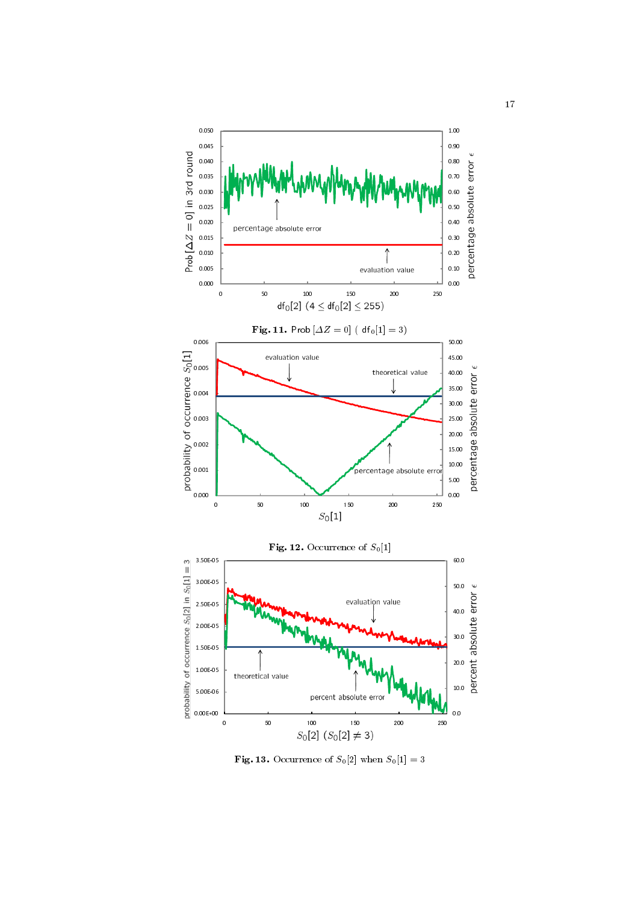**Fig. 11.** Prob $[\Delta Z = 0]$ ( $\mathsf{df}_0[1] = 3$)

**Fig. 12.** Occurrence of $S_0[1]$

**Fig. 13.** Occurrence of $S_0[2]$ when $S_0[1] = 3$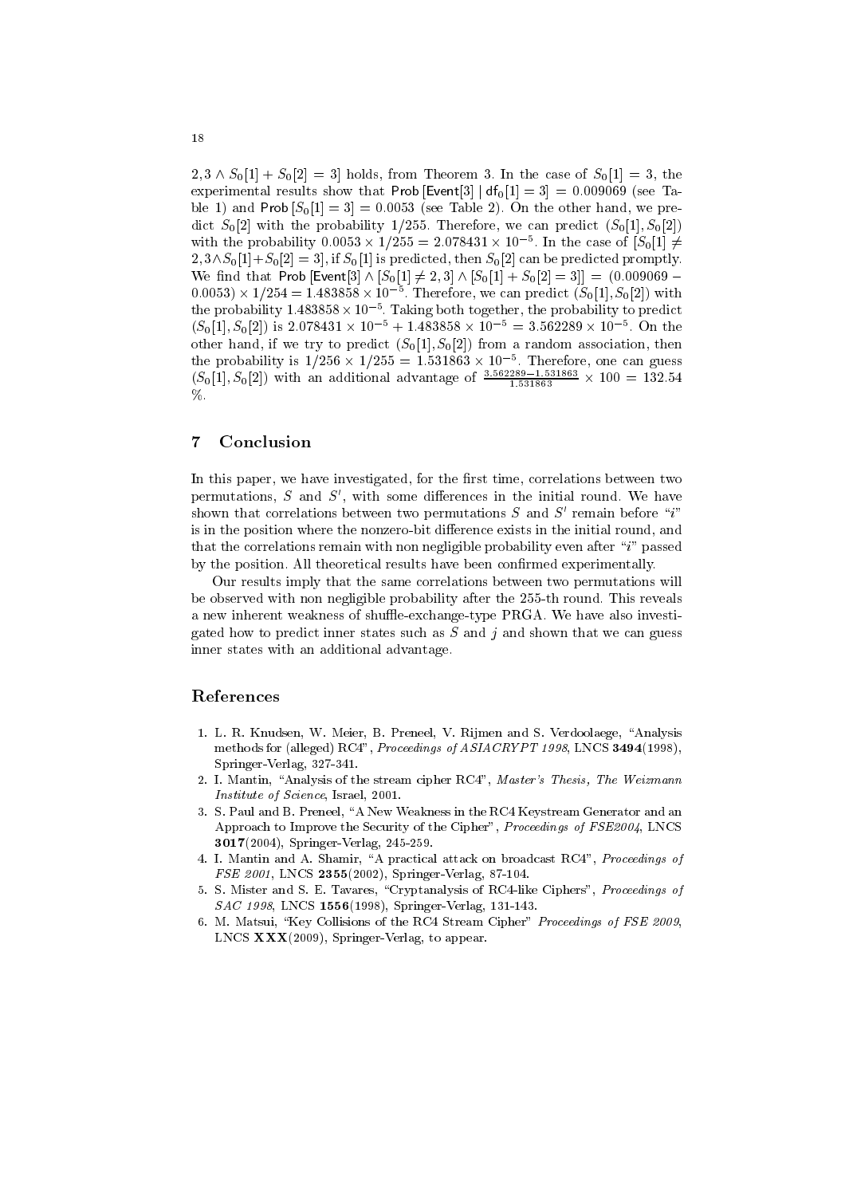$2,3 \wedge S_0[1] + S_0[2] = 3]$ holds, from Theorem 3. In the case of $S_0[1] = 3$, the experimental results show that $\mathsf{Prob}\,[\mathsf{Event}[3] \mid \mathsf{df}_0[1] = 3] = 0.009069$ (see Table 1) and $\mathsf{Prob}\,[S_0[1] = 3] = 0.0053$ (see Table 2). On the other hand, we predict $S_0[2]$ with the probability $1/255$. Therefore, we can predict $(S_0[1], S_0[2])$ with the probability $0.0053 \times 1/255 = 2.078431 \times 10^{-5}$. In the case of $[S_0[1] \neq 2,3 \wedge S_0[1] + S_0[2] = 3]$, if $S_0[1]$ is predicted, then $S_0[2]$ can be predicted promptly. We find that $\mathsf{Prob}\,[\mathsf{Event}[3] \wedge [S_0[1] \neq 2,3] \wedge [S_0[1] + S_0[2] = 3]] = (0.009069 - 0.0053) \times 1/254 = 1.483858 \times 10^{-5}$. Therefore, we can predict $(S_0[1], S_0[2])$ with the probability $1.483858 \times 10^{-5}$. Taking both together, the probability to predict $(S_0[1], S_0[2])$ is $2.078431 \times 10^{-5} + 1.483858 \times 10^{-5} = 3.562289 \times 10^{-5}$. On the other hand, if we try to predict $(S_0[1], S_0[2])$ from a random association, then the probability is $1/256 \times 1/255 = 1.531863 \times 10^{-5}$. Therefore, one can guess $(S_0[1], S_0[2])$ with an additional advantage of $\frac{3.562289 - 1.531863}{1.531863} \times 100 = 132.54$ %.

## 7 Conclusion

In this paper, we have investigated, for the first time, correlations between two permutations, $S$ and $S'$, with some differences in the initial round. We have shown that correlations between two permutations $S$ and $S'$ remain before "$i$" is in the position where the nonzero-bit difference exists in the initial round, and that the correlations remain with non negligible probability even after "$i$" passed by the position. All theoretical results have been confirmed experimentally.

Our results imply that the same correlations between two permutations will be observed with non negligible probability after the 255-th round. This reveals a new inherent weakness of shuffle-exchange-type PRGA. We have also investigated how to predict inner states such as $S$ and $j$ and shown that we can guess inner states with an additional advantage.

## References

1. L. R. Knudsen, W. Meier, B. Preneel, V. Rijmen and S. Verdoolaege, "Analysis methods for (alleged) RC4", *Proceedings of ASIACRYPT 1998*, LNCS **3494**(1998), Springer-Verlag, 327-341.
2. I. Mantin, "Analysis of the stream cipher RC4", *Master's Thesis, The Weizmann Institute of Science*, Israel, 2001.
3. S. Paul and B. Preneel, "A New Weakness in the RC4 Keystream Generator and an Approach to Improve the Security of the Cipher", *Proceedings of FSE2004*, LNCS **3017**(2004), Springer-Verlag, 245-259.
4. I. Mantin and A. Shamir, "A practical attack on broadcast RC4", *Proceedings of FSE 2001*, LNCS **2355**(2002), Springer-Verlag, 87-104.
5. S. Mister and S. E. Tavares, "Cryptanalysis of RC4-like Ciphers", *Proceedings of SAC 1998*, LNCS **1556**(1998), Springer-Verlag, 131-143.
6. M. Matsui, "Key Collisions of the RC4 Stream Cipher" *Proceedings of FSE 2009*, LNCS **XXX**(2009), Springer-Verlag, to appear.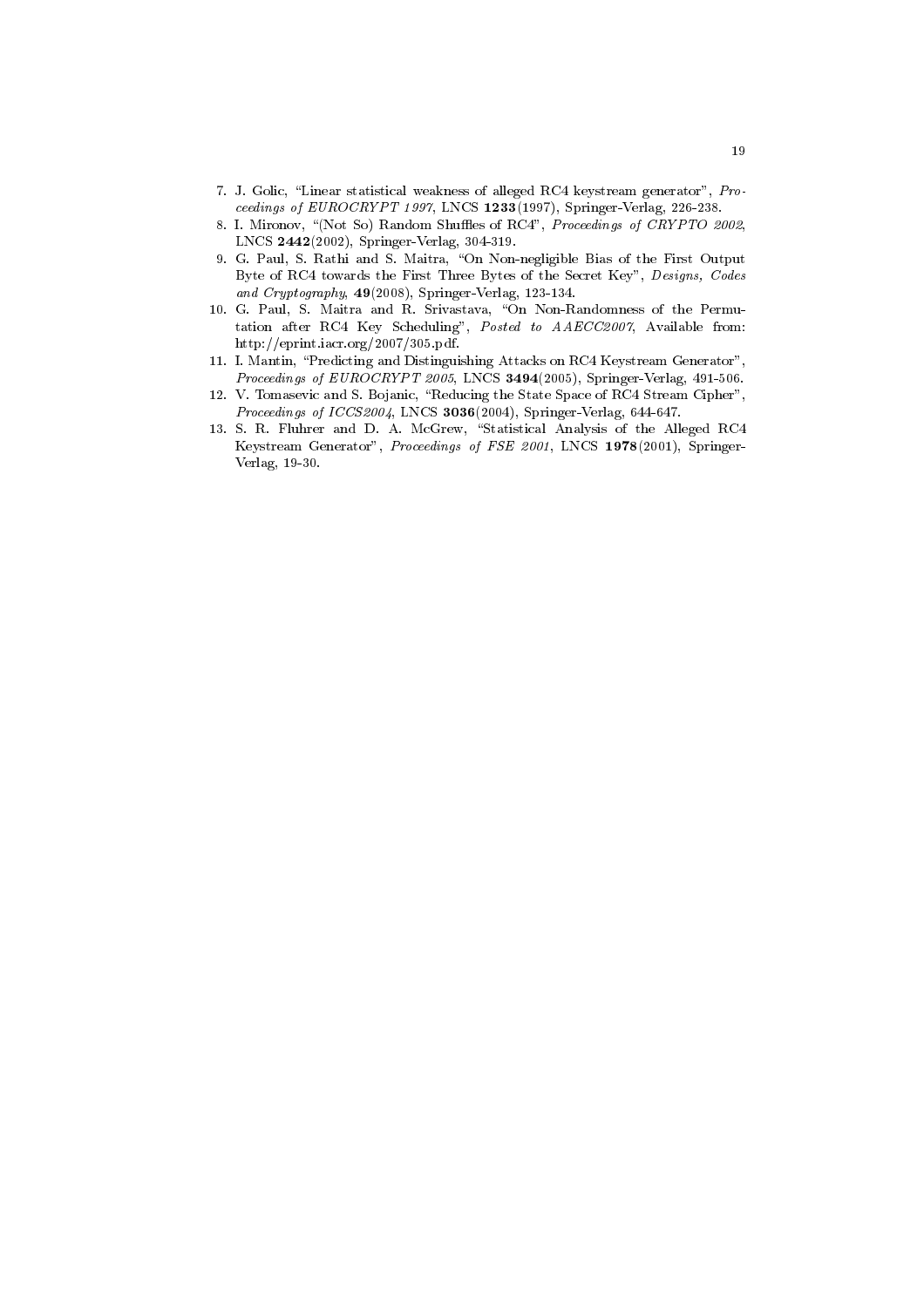7. J. Golic, "Linear statistical weakness of alleged RC4 keystream generator", *Proceedings of EUROCRYPT 1997*, LNCS **1233**(1997), Springer-Verlag, 226-238.
8. I. Mironov, "(Not So) Random Shuffles of RC4", *Proceedings of CRYPTO 2002*, LNCS **2442**(2002), Springer-Verlag, 304-319.
9. G. Paul, S. Rathi and S. Maitra, "On Non-negligible Bias of the First Output Byte of RC4 towards the First Three Bytes of the Secret Key", *Designs, Codes and Cryptography*, **49**(2008), Springer-Verlag, 123-134.
10. G. Paul, S. Maitra and R. Srivastava, "On Non-Randomness of the Permutation after RC4 Key Scheduling", *Posted to AAECC2007*, Available from: http://eprint.iacr.org/2007/305.pdf.
11. I. Mantin, "Predicting and Distinguishing Attacks on RC4 Keystream Generator", *Proceedings of EUROCRYPT 2005*, LNCS **3494**(2005), Springer-Verlag, 491-506.
12. V. Tomasevic and S. Bojanic, "Reducing the State Space of RC4 Stream Cipher", *Proceedings of ICCS2004*, LNCS **3036**(2004), Springer-Verlag, 644-647.
13. S. R. Fluhrer and D. A. McGrew, "Statistical Analysis of the Alleged RC4 Keystream Generator", *Proceedings of FSE 2001*, LNCS **1978**(2001), Springer-Verlag, 19-30.